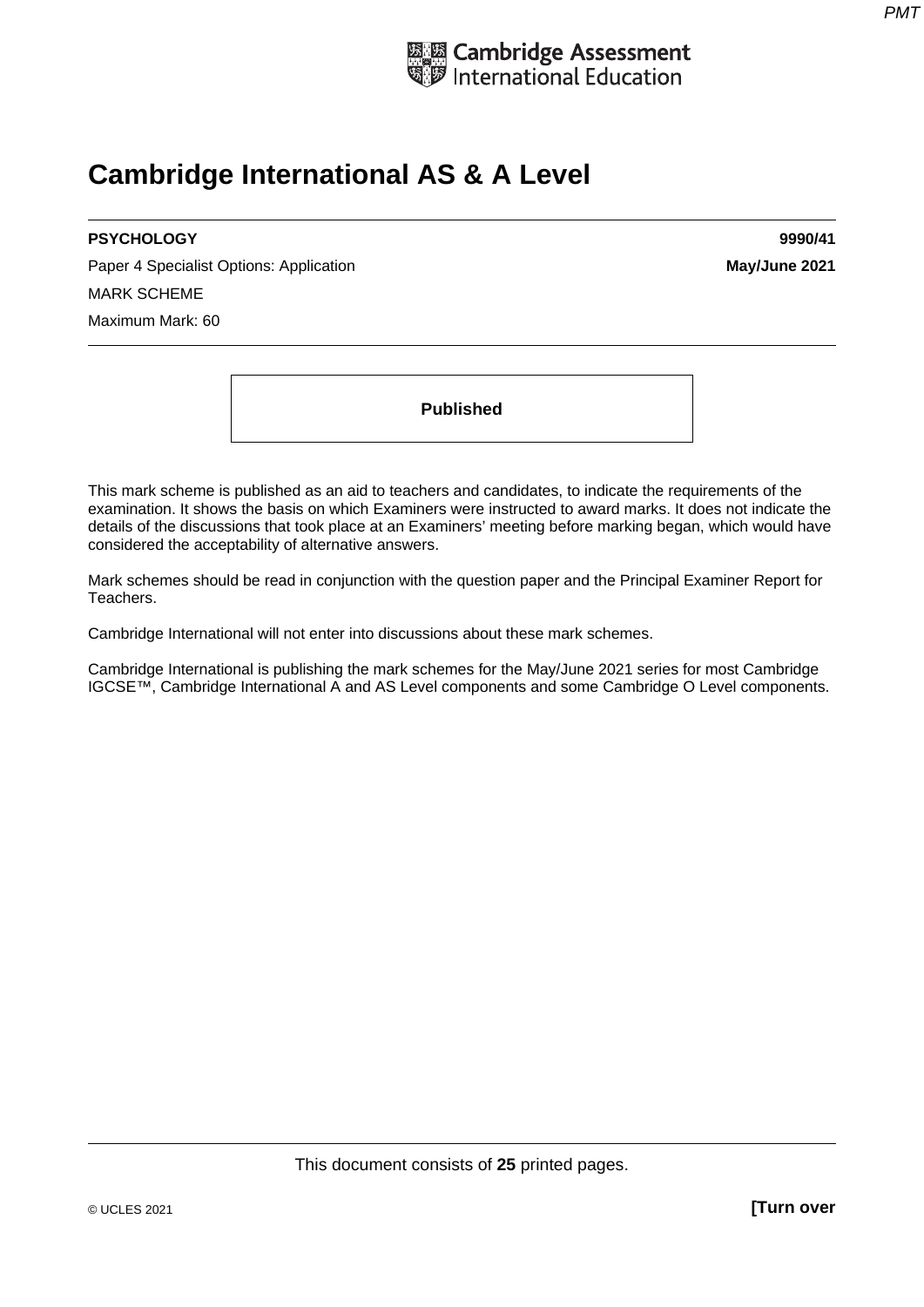Cambridge Assessment International Education

# Cambridge International AS & A Level

**PSYCHOLOGY** **9990/41**

Paper 4 Specialist Options: Application **May/June 2021**

MARK SCHEME

Maximum Mark: 60

**Published**

This mark scheme is published as an aid to teachers and candidates, to indicate the requirements of the examination. It shows the basis on which Examiners were instructed to award marks. It does not indicate the details of the discussions that took place at an Examiners' meeting before marking began, which would have considered the acceptability of alternative answers.

Mark schemes should be read in conjunction with the question paper and the Principal Examiner Report for Teachers.

Cambridge International will not enter into discussions about these mark schemes.

Cambridge International is publishing the mark schemes for the May/June 2021 series for most Cambridge IGCSE™, Cambridge International A and AS Level components and some Cambridge O Level components.

This document consists of **25** printed pages.

© UCLES 2021 **[Turn over**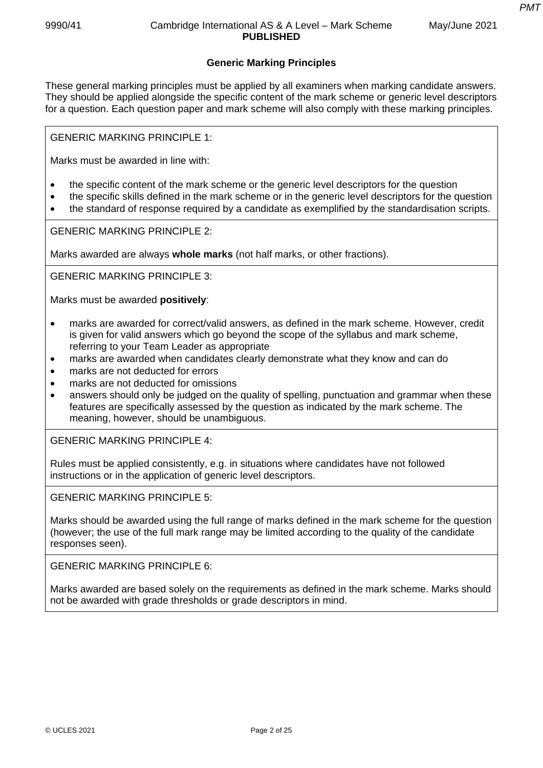## Generic Marking Principles

These general marking principles must be applied by all examiners when marking candidate answers. They should be applied alongside the specific content of the mark scheme or generic level descriptors for a question. Each question paper and mark scheme will also comply with these marking principles.

GENERIC MARKING PRINCIPLE 1:

Marks must be awarded in line with:

- the specific content of the mark scheme or the generic level descriptors for the question
- the specific skills defined in the mark scheme or in the generic level descriptors for the question
- the standard of response required by a candidate as exemplified by the standardisation scripts.

GENERIC MARKING PRINCIPLE 2:

Marks awarded are always **whole marks** (not half marks, or other fractions).

GENERIC MARKING PRINCIPLE 3:

Marks must be awarded **positively**:

- marks are awarded for correct/valid answers, as defined in the mark scheme. However, credit is given for valid answers which go beyond the scope of the syllabus and mark scheme, referring to your Team Leader as appropriate
- marks are awarded when candidates clearly demonstrate what they know and can do
- marks are not deducted for errors
- marks are not deducted for omissions
- answers should only be judged on the quality of spelling, punctuation and grammar when these features are specifically assessed by the question as indicated by the mark scheme. The meaning, however, should be unambiguous.

GENERIC MARKING PRINCIPLE 4:

Rules must be applied consistently, e.g. in situations where candidates have not followed instructions or in the application of generic level descriptors.

GENERIC MARKING PRINCIPLE 5:

Marks should be awarded using the full range of marks defined in the mark scheme for the question (however; the use of the full mark range may be limited according to the quality of the candidate responses seen).

GENERIC MARKING PRINCIPLE 6:

Marks awarded are based solely on the requirements as defined in the mark scheme. Marks should not be awarded with grade thresholds or grade descriptors in mind.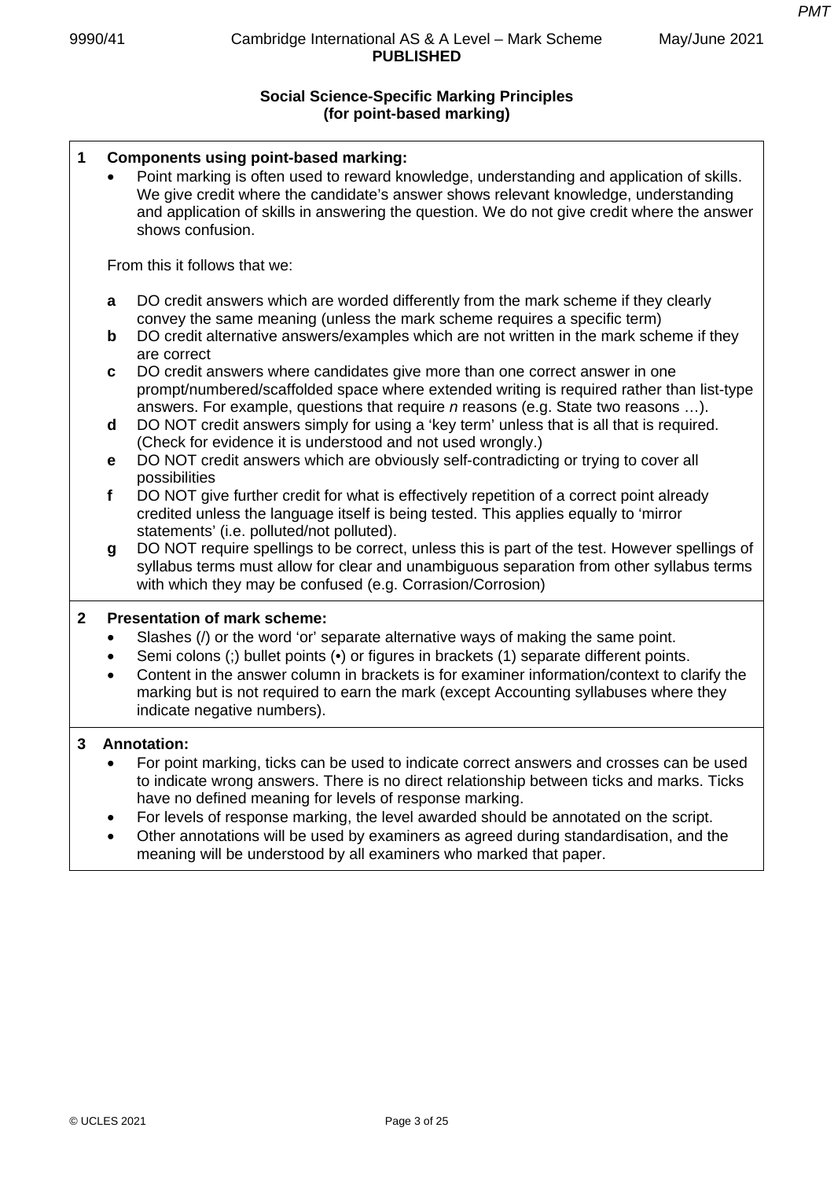## Social Science-Specific Marking Principles
## (for point-based marking)

**1 Components using point-based marking:**

- Point marking is often used to reward knowledge, understanding and application of skills. We give credit where the candidate's answer shows relevant knowledge, understanding and application of skills in answering the question. We do not give credit where the answer shows confusion.

From this it follows that we:

**a** DO credit answers which are worded differently from the mark scheme if they clearly convey the same meaning (unless the mark scheme requires a specific term)

**b** DO credit alternative answers/examples which are not written in the mark scheme if they are correct

**c** DO credit answers where candidates give more than one correct answer in one prompt/numbered/scaffolded space where extended writing is required rather than list-type answers. For example, questions that require *n* reasons (e.g. State two reasons …).

**d** DO NOT credit answers simply for using a 'key term' unless that is all that is required. (Check for evidence it is understood and not used wrongly.)

**e** DO NOT credit answers which are obviously self-contradicting or trying to cover all possibilities

**f** DO NOT give further credit for what is effectively repetition of a correct point already credited unless the language itself is being tested. This applies equally to 'mirror statements' (i.e. polluted/not polluted).

**g** DO NOT require spellings to be correct, unless this is part of the test. However spellings of syllabus terms must allow for clear and unambiguous separation from other syllabus terms with which they may be confused (e.g. Corrasion/Corrosion)

**2 Presentation of mark scheme:**

- Slashes (/) or the word 'or' separate alternative ways of making the same point.
- Semi colons (;) bullet points (•) or figures in brackets (1) separate different points.
- Content in the answer column in brackets is for examiner information/context to clarify the marking but is not required to earn the mark (except Accounting syllabuses where they indicate negative numbers).

**3 Annotation:**

- For point marking, ticks can be used to indicate correct answers and crosses can be used to indicate wrong answers. There is no direct relationship between ticks and marks. Ticks have no defined meaning for levels of response marking.
- For levels of response marking, the level awarded should be annotated on the script.
- Other annotations will be used by examiners as agreed during standardisation, and the meaning will be understood by all examiners who marked that paper.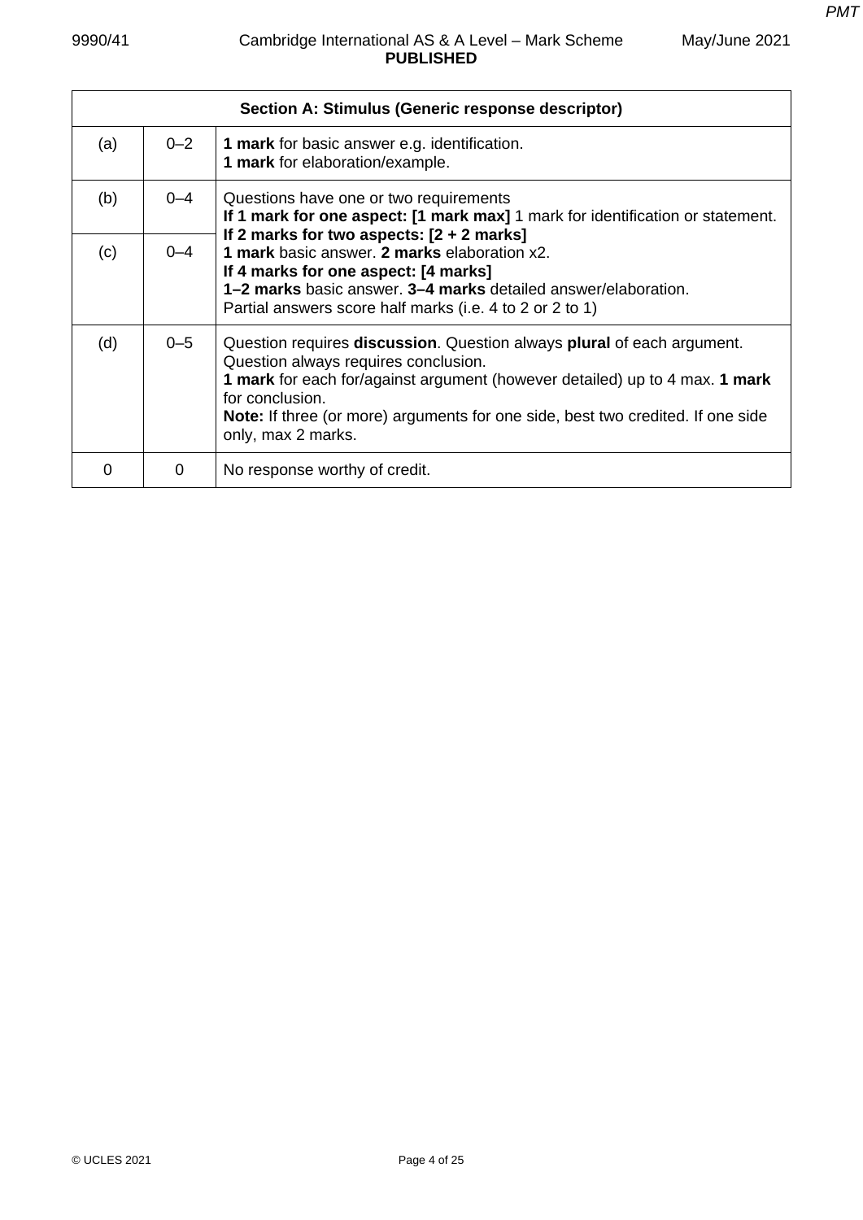| Section A: Stimulus (Generic response descriptor) | | |
|---|---|---|
| (a) | 0–2 | **1 mark** for basic answer e.g. identification.<br>**1 mark** for elaboration/example. |
| (b) | 0–4 | Questions have one or two requirements<br>**If 1 mark for one aspect: [1 mark max]** 1 mark for identification or statement.<br>**If 2 marks for two aspects: [2 + 2 marks]**<br>**1 mark** basic answer. **2 marks** elaboration x2.<br>**If 4 marks for one aspect: [4 marks]**<br>**1–2 marks** basic answer. **3–4 marks** detailed answer/elaboration.<br>Partial answers score half marks (i.e. 4 to 2 or 2 to 1) |
| (c) | 0–4 | |
| (d) | 0–5 | Question requires **discussion**. Question always **plural** of each argument. Question always requires conclusion.<br>**1 mark** for each for/against argument (however detailed) up to 4 max. **1 mark** for conclusion.<br>**Note:** If three (or more) arguments for one side, best two credited. If one side only, max 2 marks. |
| 0 | 0 | No response worthy of credit. |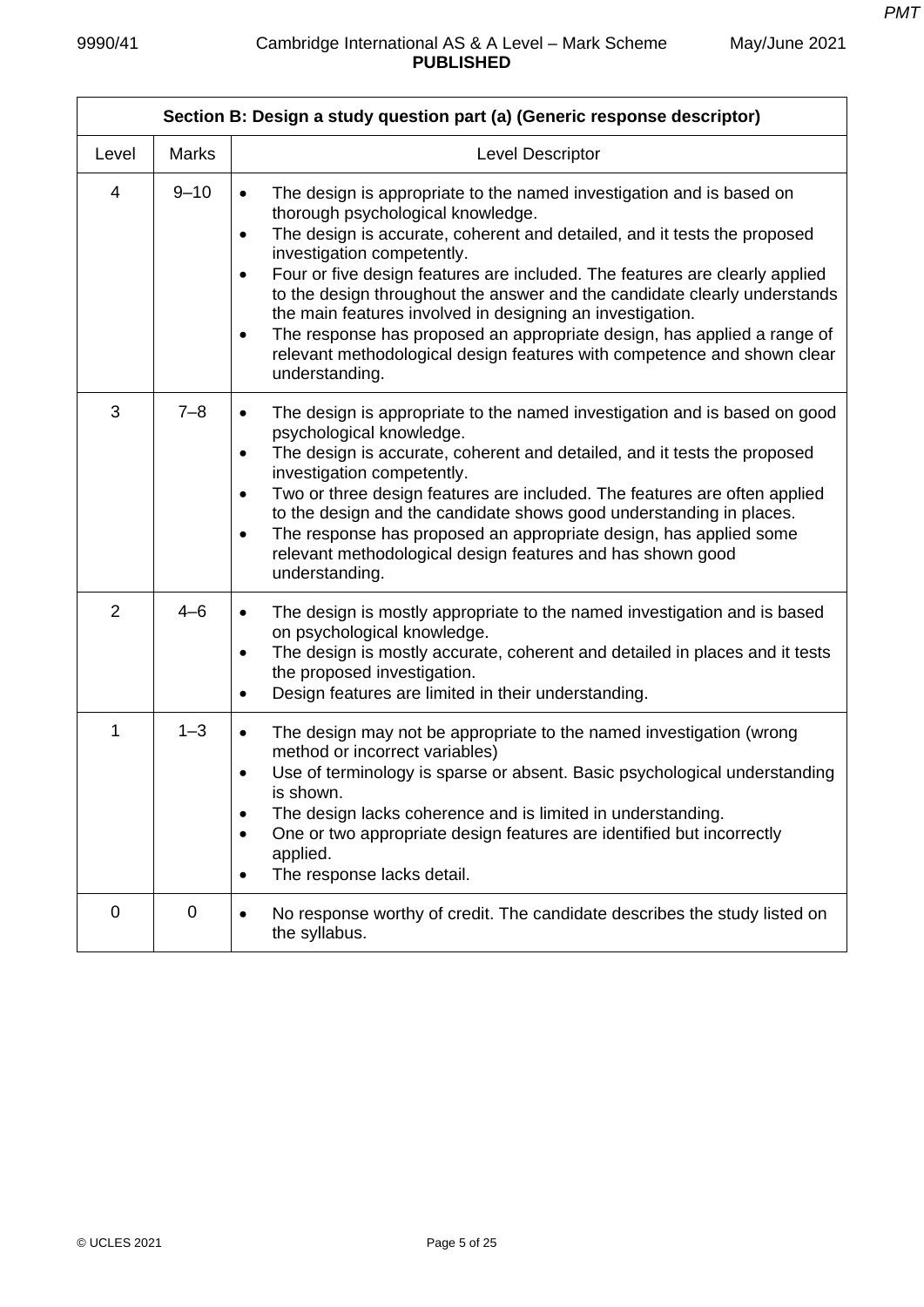| Section B: Design a study question part (a) (Generic response descriptor) | | |
|---|---|---|
| Level | Marks | Level Descriptor |
| 4 | 9–10 | • The design is appropriate to the named investigation and is based on thorough psychological knowledge.<br>• The design is accurate, coherent and detailed, and it tests the proposed investigation competently.<br>• Four or five design features are included. The features are clearly applied to the design throughout the answer and the candidate clearly understands the main features involved in designing an investigation.<br>• The response has proposed an appropriate design, has applied a range of relevant methodological design features with competence and shown clear understanding. |
| 3 | 7–8 | • The design is appropriate to the named investigation and is based on good psychological knowledge.<br>• The design is accurate, coherent and detailed, and it tests the proposed investigation competently.<br>• Two or three design features are included. The features are often applied to the design and the candidate shows good understanding in places.<br>• The response has proposed an appropriate design, has applied some relevant methodological design features and has shown good understanding. |
| 2 | 4–6 | • The design is mostly appropriate to the named investigation and is based on psychological knowledge.<br>• The design is mostly accurate, coherent and detailed in places and it tests the proposed investigation.<br>• Design features are limited in their understanding. |
| 1 | 1–3 | • The design may not be appropriate to the named investigation (wrong method or incorrect variables)<br>• Use of terminology is sparse or absent. Basic psychological understanding is shown.<br>• The design lacks coherence and is limited in understanding.<br>• One or two appropriate design features are identified but incorrectly applied.<br>• The response lacks detail. |
| 0 | 0 | • No response worthy of credit. The candidate describes the study listed on the syllabus. |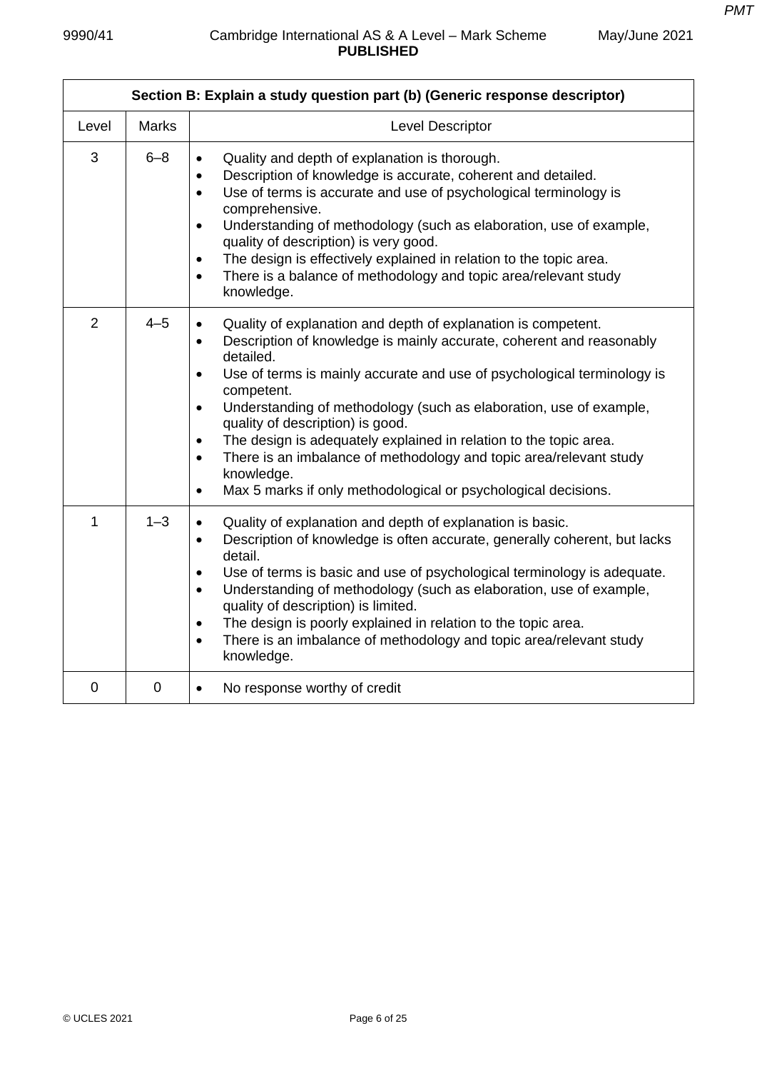| Section B: Explain a study question part (b) (Generic response descriptor) | | |
|---|---|---|
| Level | Marks | Level Descriptor |
| 3 | 6–8 | • Quality and depth of explanation is thorough.<br>• Description of knowledge is accurate, coherent and detailed.<br>• Use of terms is accurate and use of psychological terminology is comprehensive.<br>• Understanding of methodology (such as elaboration, use of example, quality of description) is very good.<br>• The design is effectively explained in relation to the topic area.<br>• There is a balance of methodology and topic area/relevant study knowledge. |
| 2 | 4–5 | • Quality of explanation and depth of explanation is competent.<br>• Description of knowledge is mainly accurate, coherent and reasonably detailed.<br>• Use of terms is mainly accurate and use of psychological terminology is competent.<br>• Understanding of methodology (such as elaboration, use of example, quality of description) is good.<br>• The design is adequately explained in relation to the topic area.<br>• There is an imbalance of methodology and topic area/relevant study knowledge.<br>• Max 5 marks if only methodological or psychological decisions. |
| 1 | 1–3 | • Quality of explanation and depth of explanation is basic.<br>• Description of knowledge is often accurate, generally coherent, but lacks detail.<br>• Use of terms is basic and use of psychological terminology is adequate.<br>• Understanding of methodology (such as elaboration, use of example, quality of description) is limited.<br>• The design is poorly explained in relation to the topic area.<br>• There is an imbalance of methodology and topic area/relevant study knowledge. |
| 0 | 0 | • No response worthy of credit |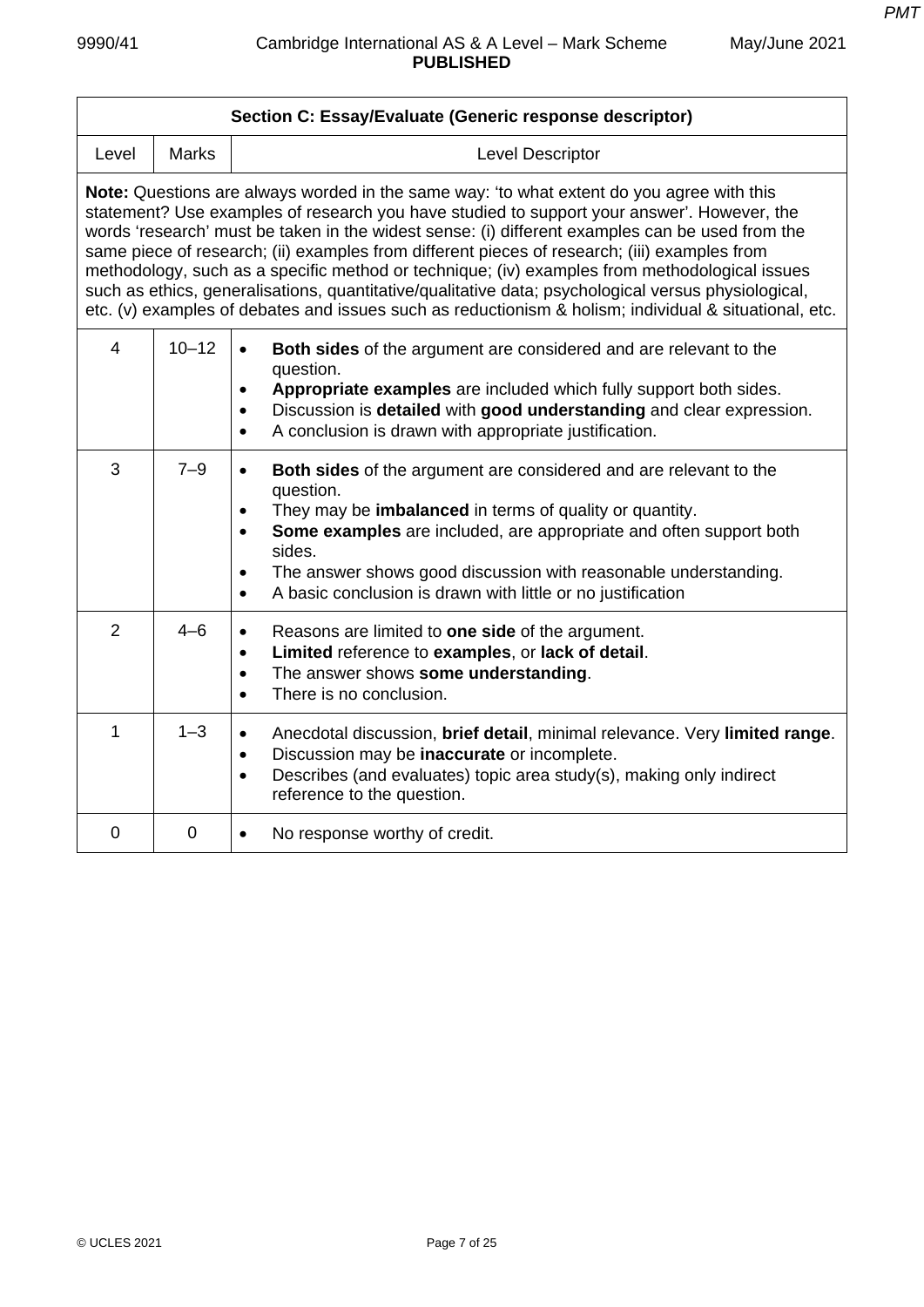| Section C: Essay/Evaluate (Generic response descriptor) | | |
|---|---|---|
| Level | Marks | Level Descriptor |
| **Note:** Questions are always worded in the same way: 'to what extent do you agree with this statement? Use examples of research you have studied to support your answer'. However, the words 'research' must be taken in the widest sense: (i) different examples can be used from the same piece of research; (ii) examples from different pieces of research; (iii) examples from methodology, such as a specific method or technique; (iv) examples from methodological issues such as ethics, generalisations, quantitative/qualitative data; psychological versus physiological, etc. (v) examples of debates and issues such as reductionism & holism; individual & situational, etc. | | |
| 4 | 10–12 | • **Both sides** of the argument are considered and are relevant to the question.<br>• **Appropriate examples** are included which fully support both sides.<br>• Discussion is **detailed** with **good understanding** and clear expression.<br>• A conclusion is drawn with appropriate justification. |
| 3 | 7–9 | • **Both sides** of the argument are considered and are relevant to the question.<br>• They may be **imbalanced** in terms of quality or quantity.<br>• **Some examples** are included, are appropriate and often support both sides.<br>• The answer shows good discussion with reasonable understanding.<br>• A basic conclusion is drawn with little or no justification |
| 2 | 4–6 | • Reasons are limited to **one side** of the argument.<br>• **Limited** reference to **examples**, or **lack of detail**.<br>• The answer shows **some understanding**.<br>• There is no conclusion. |
| 1 | 1–3 | • Anecdotal discussion, **brief detail**, minimal relevance. Very **limited range**.<br>• Discussion may be **inaccurate** or incomplete.<br>• Describes (and evaluates) topic area study(s), making only indirect reference to the question. |
| 0 | 0 | • No response worthy of credit. |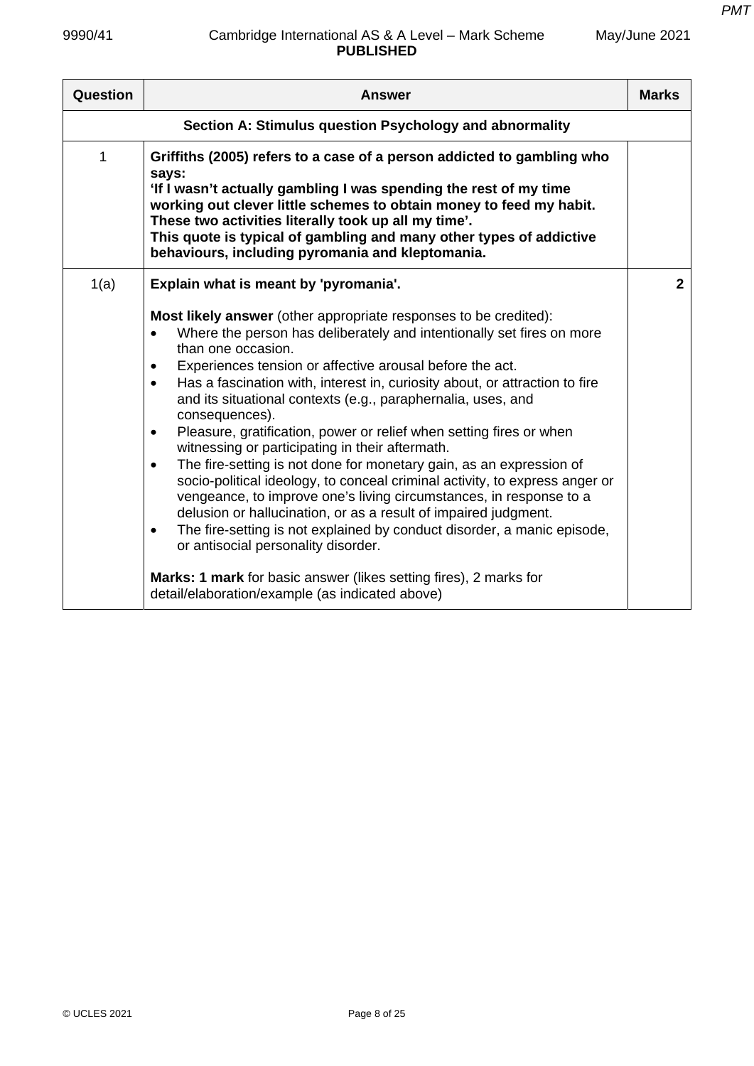| Question | Answer | Marks |
|---|---|---|
| | **Section A: Stimulus question Psychology and abnormality** | |
| 1 | **Griffiths (2005) refers to a case of a person addicted to gambling who says:** <br> **'If I wasn't actually gambling I was spending the rest of my time working out clever little schemes to obtain money to feed my habit. These two activities literally took up all my time'.** <br> **This quote is typical of gambling and many other types of addictive behaviours, including pyromania and kleptomania.** | |
| 1(a) | **Explain what is meant by 'pyromania'.** <br><br> **Most likely answer** (other appropriate responses to be credited): <br> • Where the person has deliberately and intentionally set fires on more than one occasion. <br> • Experiences tension or affective arousal before the act. <br> • Has a fascination with, interest in, curiosity about, or attraction to fire and its situational contexts (e.g., paraphernalia, uses, and consequences). <br> • Pleasure, gratification, power or relief when setting fires or when witnessing or participating in their aftermath. <br> • The fire-setting is not done for monetary gain, as an expression of socio-political ideology, to conceal criminal activity, to express anger or vengeance, to improve one's living circumstances, in response to a delusion or hallucination, or as a result of impaired judgment. <br> • The fire-setting is not explained by conduct disorder, a manic episode, or antisocial personality disorder. <br><br> **Marks: 1 mark** for basic answer (likes setting fires), 2 marks for detail/elaboration/example (as indicated above) | 2 |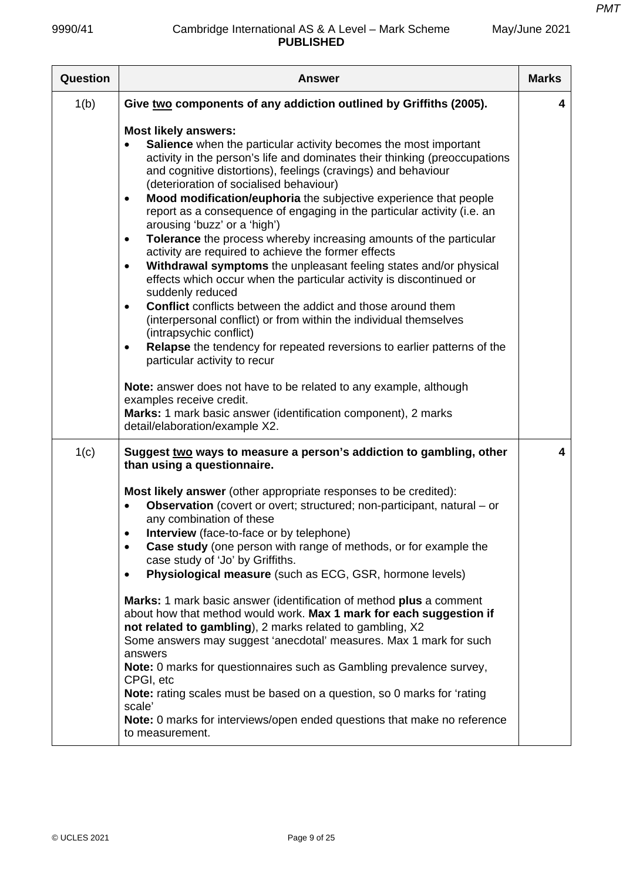| Question | Answer | Marks |
|---|---|---|
| 1(b) | **Give <u>two</u> components of any addiction outlined by Griffiths (2005).**<br><br>**Most likely answers:**<br>• **Salience** when the particular activity becomes the most important activity in the person's life and dominates their thinking (preoccupations and cognitive distortions), feelings (cravings) and behaviour (deterioration of socialised behaviour)<br>• **Mood modification/euphoria** the subjective experience that people report as a consequence of engaging in the particular activity (i.e. an arousing 'buzz' or a 'high')<br>• **Tolerance** the process whereby increasing amounts of the particular activity are required to achieve the former effects<br>• **Withdrawal symptoms** the unpleasant feeling states and/or physical effects which occur when the particular activity is discontinued or suddenly reduced<br>• **Conflict** conflicts between the addict and those around them (interpersonal conflict) or from within the individual themselves (intrapsychic conflict)<br>• **Relapse** the tendency for repeated reversions to earlier patterns of the particular activity to recur<br><br>**Note:** answer does not have to be related to any example, although examples receive credit.<br>**Marks:** 1 mark basic answer (identification component), 2 marks detail/elaboration/example X2. | 4 |
| 1(c) | **Suggest <u>two</u> ways to measure a person's addiction to gambling, other than using a questionnaire.**<br><br>**Most likely answer** (other appropriate responses to be credited):<br>• **Observation** (covert or overt; structured; non-participant, natural – or any combination of these<br>• **Interview** (face-to-face or by telephone)<br>• **Case study** (one person with range of methods, or for example the case study of 'Jo' by Griffiths.<br>• **Physiological measure** (such as ECG, GSR, hormone levels)<br><br>**Marks:** 1 mark basic answer (identification of method **plus** a comment about how that method would work. **Max 1 mark for each suggestion if not related to gambling**), 2 marks related to gambling, X2<br>Some answers may suggest 'anecdotal' measures. Max 1 mark for such answers<br>**Note:** 0 marks for questionnaires such as Gambling prevalence survey, CPGI, etc<br>**Note:** rating scales must be based on a question, so 0 marks for 'rating scale'<br>**Note:** 0 marks for interviews/open ended questions that make no reference to measurement. | 4 |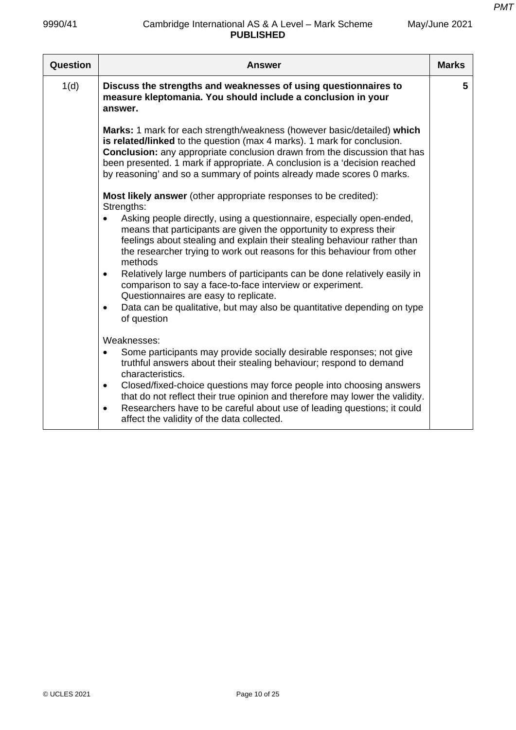| Question | Answer | Marks |
|---|---|---|
| 1(d) | **Discuss the strengths and weaknesses of using questionnaires to measure kleptomania. You should include a conclusion in your answer.**<br><br>**Marks:** 1 mark for each strength/weakness (however basic/detailed) **which is related/linked** to the question (max 4 marks). 1 mark for conclusion.<br>**Conclusion:** any appropriate conclusion drawn from the discussion that has been presented. 1 mark if appropriate. A conclusion is a 'decision reached by reasoning' and so a summary of points already made scores 0 marks.<br><br>**Most likely answer** (other appropriate responses to be credited):<br>Strengths:<br>• Asking people directly, using a questionnaire, especially open-ended, means that participants are given the opportunity to express their feelings about stealing and explain their stealing behaviour rather than the researcher trying to work out reasons for this behaviour from other methods<br>• Relatively large numbers of participants can be done relatively easily in comparison to say a face-to-face interview or experiment. Questionnaires are easy to replicate.<br>• Data can be qualitative, but may also be quantitative depending on type of question<br><br>Weaknesses:<br>• Some participants may provide socially desirable responses; not give truthful answers about their stealing behaviour; respond to demand characteristics.<br>• Closed/fixed-choice questions may force people into choosing answers that do not reflect their true opinion and therefore may lower the validity.<br>• Researchers have to be careful about use of leading questions; it could affect the validity of the data collected. | 5 |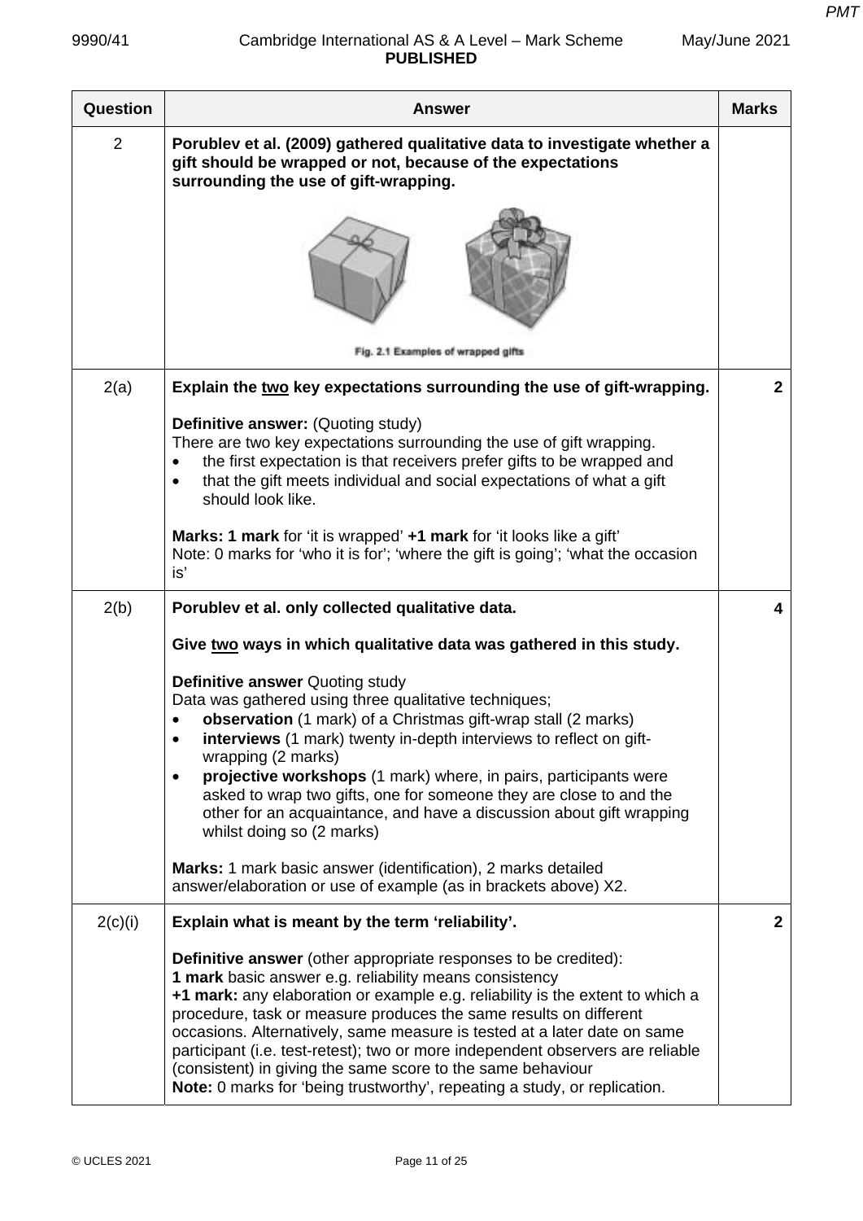| Question | Answer | Marks |
|---|---|---|
| 2 | **Porublev et al. (2009) gathered qualitative data to investigate whether a gift should be wrapped or not, because of the expectations surrounding the use of gift-wrapping.**<br><br>Fig. 2.1 Examples of wrapped gifts | |
| 2(a) | **Explain the two key expectations surrounding the use of gift-wrapping.**<br><br>**Definitive answer:** (Quoting study)<br>There are two key expectations surrounding the use of gift wrapping.<br>• the first expectation is that receivers prefer gifts to be wrapped and<br>• that the gift meets individual and social expectations of what a gift should look like.<br><br>**Marks: 1 mark** for 'it is wrapped' **+1 mark** for 'it looks like a gift'<br>Note: 0 marks for 'who it is for'; 'where the gift is going'; 'what the occasion is' | **2** |
| 2(b) | **Porublev et al. only collected qualitative data.**<br><br>**Give two ways in which qualitative data was gathered in this study.**<br><br>**Definitive answer** Quoting study<br>Data was gathered using three qualitative techniques;<br>• **observation** (1 mark) of a Christmas gift-wrap stall (2 marks)<br>• **interviews** (1 mark) twenty in-depth interviews to reflect on gift-wrapping (2 marks)<br>• **projective workshops** (1 mark) where, in pairs, participants were asked to wrap two gifts, one for someone they are close to and the other for an acquaintance, and have a discussion about gift wrapping whilst doing so (2 marks)<br><br>**Marks:** 1 mark basic answer (identification), 2 marks detailed answer/elaboration or use of example (as in brackets above) X2. | **4** |
| 2(c)(i) | **Explain what is meant by the term 'reliability'.**<br><br>**Definitive answer** (other appropriate responses to be credited):<br>**1 mark** basic answer e.g. reliability means consistency<br>**+1 mark:** any elaboration or example e.g. reliability is the extent to which a procedure, task or measure produces the same results on different occasions. Alternatively, same measure is tested at a later date on same participant (i.e. test-retest); two or more independent observers are reliable (consistent) in giving the same score to the same behaviour<br>**Note:** 0 marks for 'being trustworthy', repeating a study, or replication. | **2** |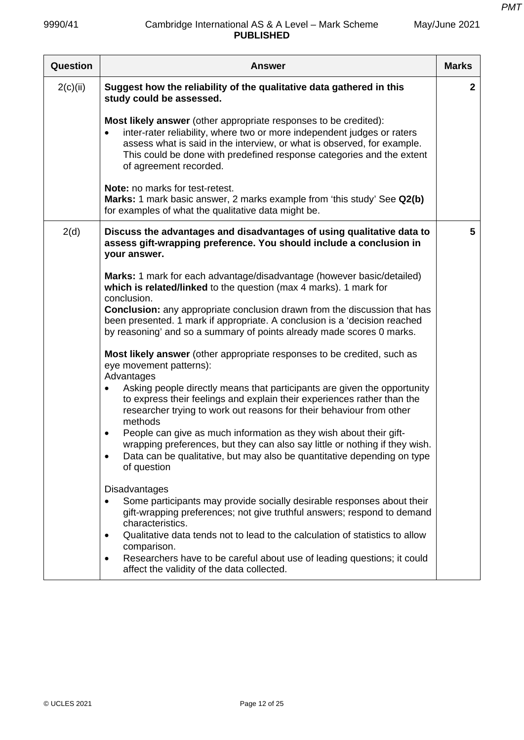| Question | Answer | Marks |
|---|---|---|
| 2(c)(ii) | **Suggest how the reliability of the qualitative data gathered in this study could be assessed.**<br><br>**Most likely answer** (other appropriate responses to be credited):<br>• inter-rater reliability, where two or more independent judges or raters assess what is said in the interview, or what is observed, for example. This could be done with predefined response categories and the extent of agreement recorded.<br><br>**Note:** no marks for test-retest.<br>**Marks:** 1 mark basic answer, 2 marks example from 'this study' See **Q2(b)** for examples of what the qualitative data might be. | **2** |
| 2(d) | **Discuss the advantages and disadvantages of using qualitative data to assess gift-wrapping preference. You should include a conclusion in your answer.**<br><br>**Marks:** 1 mark for each advantage/disadvantage (however basic/detailed) **which is related/linked** to the question (max 4 marks). 1 mark for conclusion.<br>**Conclusion:** any appropriate conclusion drawn from the discussion that has been presented. 1 mark if appropriate. A conclusion is a 'decision reached by reasoning' and so a summary of points already made scores 0 marks.<br><br>**Most likely answer** (other appropriate responses to be credited, such as eye movement patterns):<br>Advantages<br>• Asking people directly means that participants are given the opportunity to express their feelings and explain their experiences rather than the researcher trying to work out reasons for their behaviour from other methods<br>• People can give as much information as they wish about their gift-wrapping preferences, but they can also say little or nothing if they wish.<br>• Data can be qualitative, but may also be quantitative depending on type of question<br><br>Disadvantages<br>• Some participants may provide socially desirable responses about their gift-wrapping preferences; not give truthful answers; respond to demand characteristics.<br>• Qualitative data tends not to lead to the calculation of statistics to allow comparison.<br>• Researchers have to be careful about use of leading questions; it could affect the validity of the data collected. | **5** |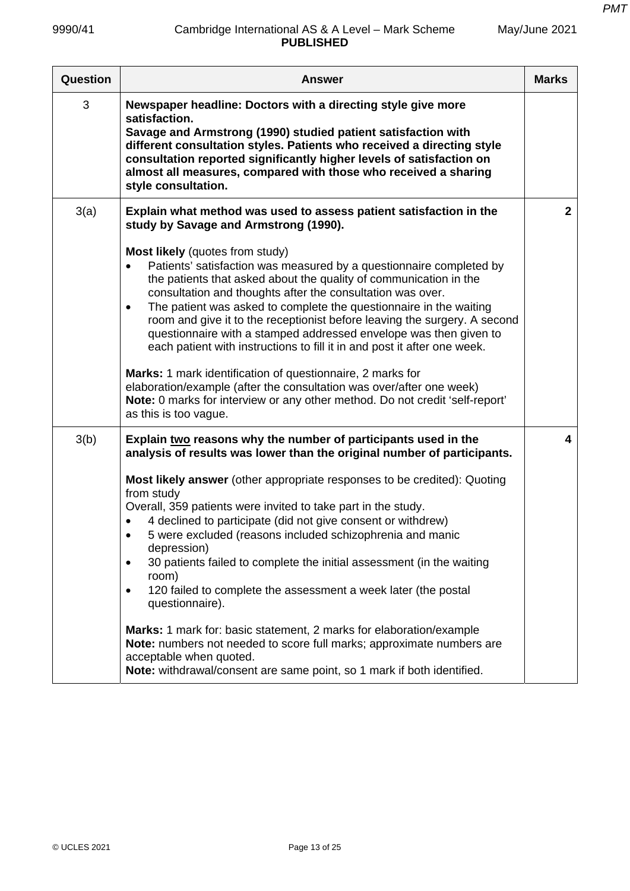| Question | Answer | Marks |
|---|---|---|
| 3 | **Newspaper headline: Doctors with a directing style give more satisfaction.**<br>**Savage and Armstrong (1990) studied patient satisfaction with different consultation styles. Patients who received a directing style consultation reported significantly higher levels of satisfaction on almost all measures, compared with those who received a sharing style consultation.** | |
| 3(a) | **Explain what method was used to assess patient satisfaction in the study by Savage and Armstrong (1990).**<br><br>**Most likely** (quotes from study)<br>• Patients' satisfaction was measured by a questionnaire completed by the patients that asked about the quality of communication in the consultation and thoughts after the consultation was over.<br>• The patient was asked to complete the questionnaire in the waiting room and give it to the receptionist before leaving the surgery. A second questionnaire with a stamped addressed envelope was then given to each patient with instructions to fill it in and post it after one week.<br><br>**Marks:** 1 mark identification of questionnaire, 2 marks for elaboration/example (after the consultation was over/after one week)<br>**Note:** 0 marks for interview or any other method. Do not credit 'self-report' as this is too vague. | **2** |
| 3(b) | **Explain <u>two</u> reasons why the number of participants used in the analysis of results was lower than the original number of participants.**<br><br>**Most likely answer** (other appropriate responses to be credited): Quoting from study<br>Overall, 359 patients were invited to take part in the study.<br>• 4 declined to participate (did not give consent or withdrew)<br>• 5 were excluded (reasons included schizophrenia and manic depression)<br>• 30 patients failed to complete the initial assessment (in the waiting room)<br>• 120 failed to complete the assessment a week later (the postal questionnaire).<br><br>**Marks:** 1 mark for: basic statement, 2 marks for elaboration/example<br>**Note:** numbers not needed to score full marks; approximate numbers are acceptable when quoted.<br>**Note:** withdrawal/consent are same point, so 1 mark if both identified. | **4** |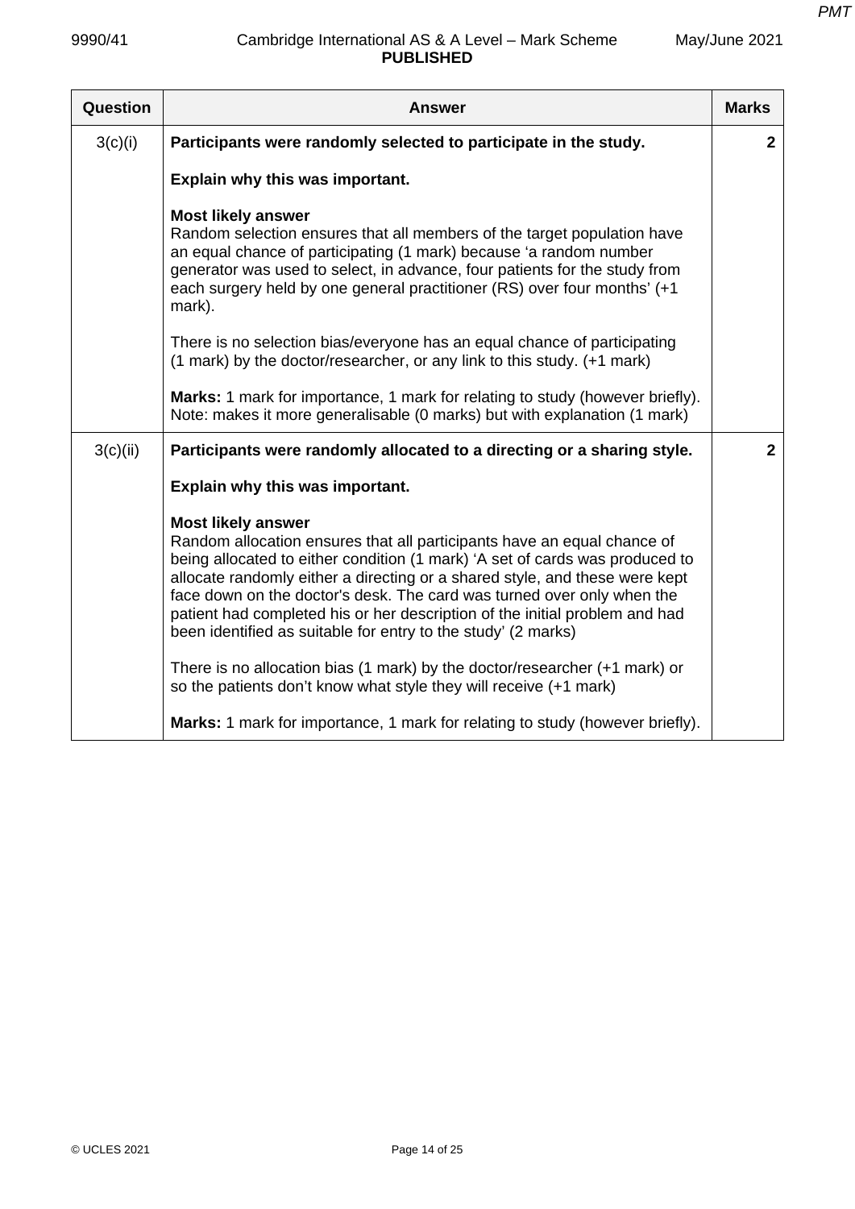| Question | Answer | Marks |
|---|---|---|
| 3(c)(i) | **Participants were randomly selected to participate in the study.**<br><br>**Explain why this was important.**<br><br>**Most likely answer**<br>Random selection ensures that all members of the target population have an equal chance of participating (1 mark) because 'a random number generator was used to select, in advance, four patients for the study from each surgery held by one general practitioner (RS) over four months' (+1 mark).<br><br>There is no selection bias/everyone has an equal chance of participating (1 mark) by the doctor/researcher, or any link to this study. (+1 mark)<br><br>**Marks:** 1 mark for importance, 1 mark for relating to study (however briefly).<br>Note: makes it more generalisable (0 marks) but with explanation (1 mark) | 2 |
| 3(c)(ii) | **Participants were randomly allocated to a directing or a sharing style.**<br><br>**Explain why this was important.**<br><br>**Most likely answer**<br>Random allocation ensures that all participants have an equal chance of being allocated to either condition (1 mark) 'A set of cards was produced to allocate randomly either a directing or a shared style, and these were kept face down on the doctor's desk. The card was turned over only when the patient had completed his or her description of the initial problem and had been identified as suitable for entry to the study' (2 marks)<br><br>There is no allocation bias (1 mark) by the doctor/researcher (+1 mark) or so the patients don't know what style they will receive (+1 mark)<br><br>**Marks:** 1 mark for importance, 1 mark for relating to study (however briefly). | 2 |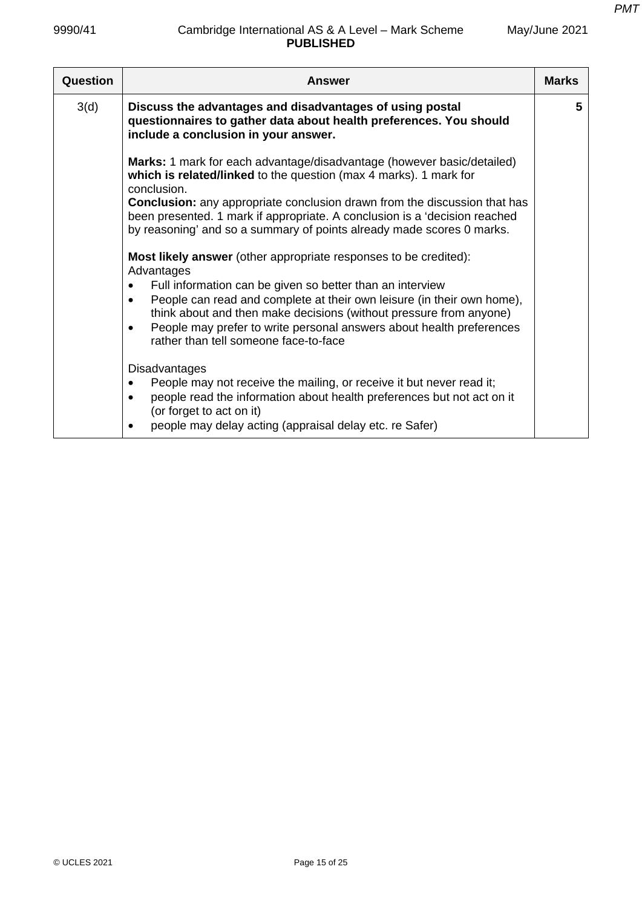| Question | Answer | Marks |
|---|---|---|
| 3(d) | **Discuss the advantages and disadvantages of using postal questionnaires to gather data about health preferences. You should include a conclusion in your answer.**<br><br>**Marks:** 1 mark for each advantage/disadvantage (however basic/detailed) **which is related/linked** to the question (max 4 marks). 1 mark for conclusion.<br>**Conclusion:** any appropriate conclusion drawn from the discussion that has been presented. 1 mark if appropriate. A conclusion is a 'decision reached by reasoning' and so a summary of points already made scores 0 marks.<br><br>**Most likely answer** (other appropriate responses to be credited):<br>Advantages<br>• Full information can be given so better than an interview<br>• People can read and complete at their own leisure (in their own home), think about and then make decisions (without pressure from anyone)<br>• People may prefer to write personal answers about health preferences rather than tell someone face-to-face<br><br>Disadvantages<br>• People may not receive the mailing, or receive it but never read it;<br>• people read the information about health preferences but not act on it (or forget to act on it)<br>• people may delay acting (appraisal delay etc. re Safer) | 5 |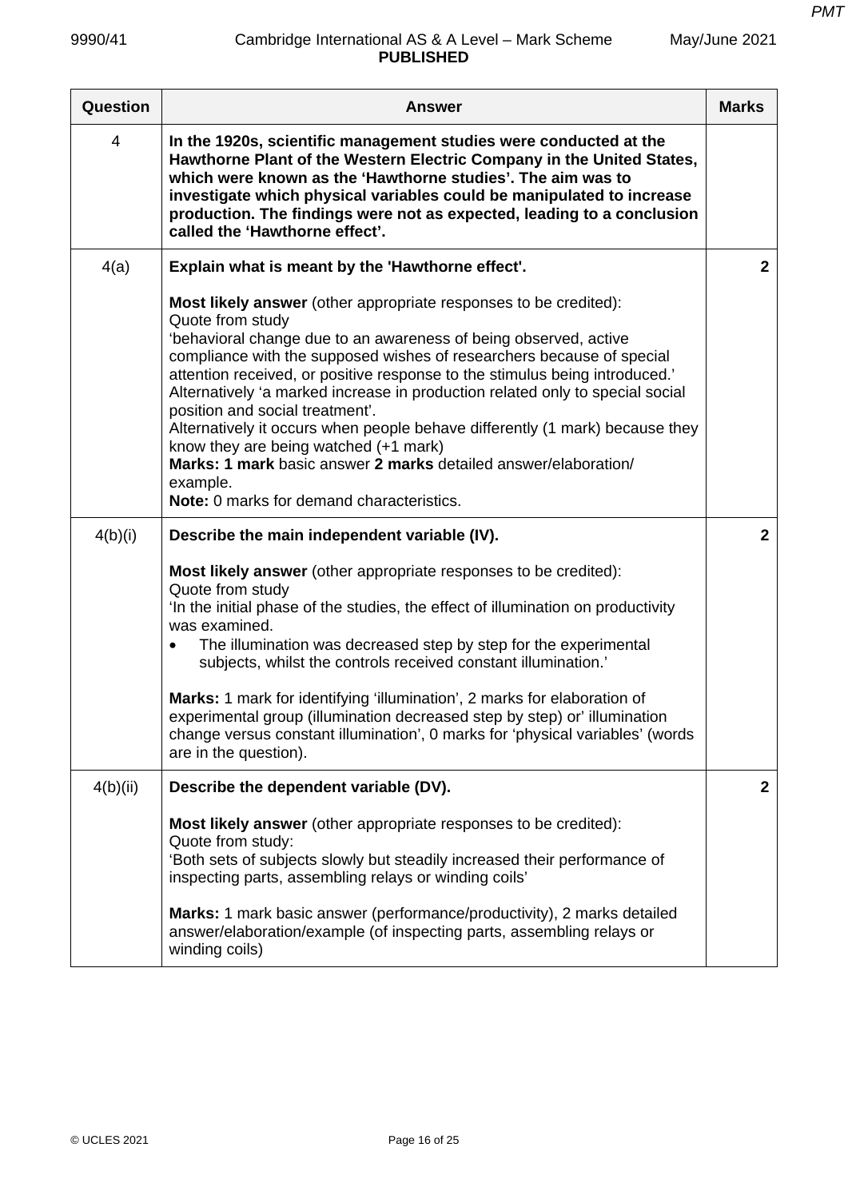| Question | Answer | Marks |
|---|---|---|
| 4 | **In the 1920s, scientific management studies were conducted at the Hawthorne Plant of the Western Electric Company in the United States, which were known as the 'Hawthorne studies'. The aim was to investigate which physical variables could be manipulated to increase production. The findings were not as expected, leading to a conclusion called the 'Hawthorne effect'.** | |
| 4(a) | **Explain what is meant by the 'Hawthorne effect'.**<br><br>**Most likely answer** (other appropriate responses to be credited):<br>Quote from study<br>'behavioral change due to an awareness of being observed, active compliance with the supposed wishes of researchers because of special attention received, or positive response to the stimulus being introduced.'<br>Alternatively 'a marked increase in production related only to special social position and social treatment'.<br>Alternatively it occurs when people behave differently (1 mark) because they know they are being watched (+1 mark)<br>**Marks: 1 mark** basic answer **2 marks** detailed answer/elaboration/ example.<br>**Note:** 0 marks for demand characteristics. | **2** |
| 4(b)(i) | **Describe the main independent variable (IV).**<br><br>**Most likely answer** (other appropriate responses to be credited):<br>Quote from study<br>'In the initial phase of the studies, the effect of illumination on productivity was examined.<br>• The illumination was decreased step by step for the experimental subjects, whilst the controls received constant illumination.'<br><br>**Marks:** 1 mark for identifying 'illumination', 2 marks for elaboration of experimental group (illumination decreased step by step) or' illumination change versus constant illumination', 0 marks for 'physical variables' (words are in the question). | **2** |
| 4(b)(ii) | **Describe the dependent variable (DV).**<br><br>**Most likely answer** (other appropriate responses to be credited):<br>Quote from study:<br>'Both sets of subjects slowly but steadily increased their performance of inspecting parts, assembling relays or winding coils'<br><br>**Marks:** 1 mark basic answer (performance/productivity), 2 marks detailed answer/elaboration/example (of inspecting parts, assembling relays or winding coils) | **2** |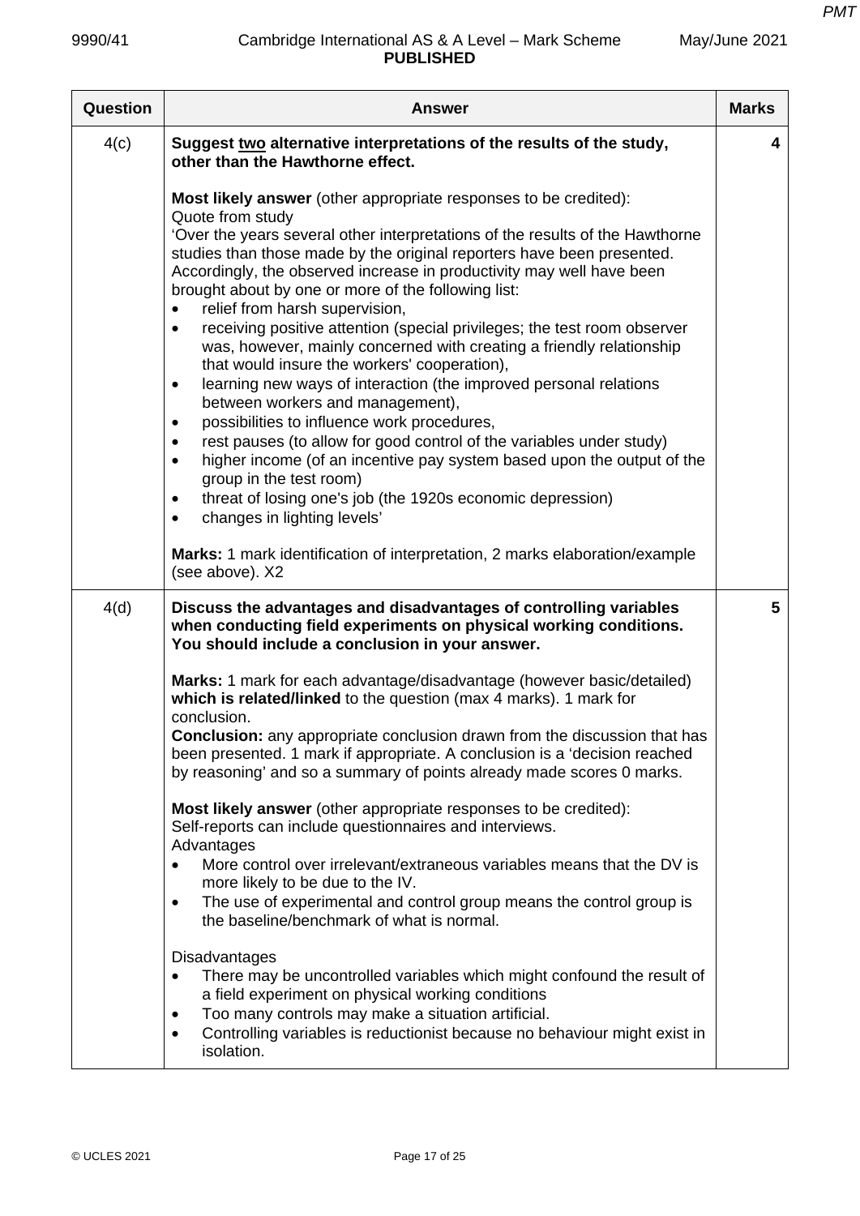| Question | Answer | Marks |
|---|---|---|
| 4(c) | **Suggest <u>two</u> alternative interpretations of the results of the study, other than the Hawthorne effect.**<br><br>**Most likely answer** (other appropriate responses to be credited):<br>Quote from study<br>'Over the years several other interpretations of the results of the Hawthorne studies than those made by the original reporters have been presented. Accordingly, the observed increase in productivity may well have been brought about by one or more of the following list:<br>• relief from harsh supervision,<br>• receiving positive attention (special privileges; the test room observer was, however, mainly concerned with creating a friendly relationship that would insure the workers' cooperation),<br>• learning new ways of interaction (the improved personal relations between workers and management),<br>• possibilities to influence work procedures,<br>• rest pauses (to allow for good control of the variables under study)<br>• higher income (of an incentive pay system based upon the output of the group in the test room)<br>• threat of losing one's job (the 1920s economic depression)<br>• changes in lighting levels'<br><br>**Marks:** 1 mark identification of interpretation, 2 marks elaboration/example (see above). X2 | 4 |
| 4(d) | **Discuss the advantages and disadvantages of controlling variables when conducting field experiments on physical working conditions. You should include a conclusion in your answer.**<br><br>**Marks:** 1 mark for each advantage/disadvantage (however basic/detailed) **which is related/linked** to the question (max 4 marks). 1 mark for conclusion.<br>**Conclusion:** any appropriate conclusion drawn from the discussion that has been presented. 1 mark if appropriate. A conclusion is a 'decision reached by reasoning' and so a summary of points already made scores 0 marks.<br><br>**Most likely answer** (other appropriate responses to be credited):<br>Self-reports can include questionnaires and interviews.<br>Advantages<br>• More control over irrelevant/extraneous variables means that the DV is more likely to be due to the IV.<br>• The use of experimental and control group means the control group is the baseline/benchmark of what is normal.<br><br>Disadvantages<br>• There may be uncontrolled variables which might confound the result of a field experiment on physical working conditions<br>• Too many controls may make a situation artificial.<br>• Controlling variables is reductionist because no behaviour might exist in isolation. | 5 |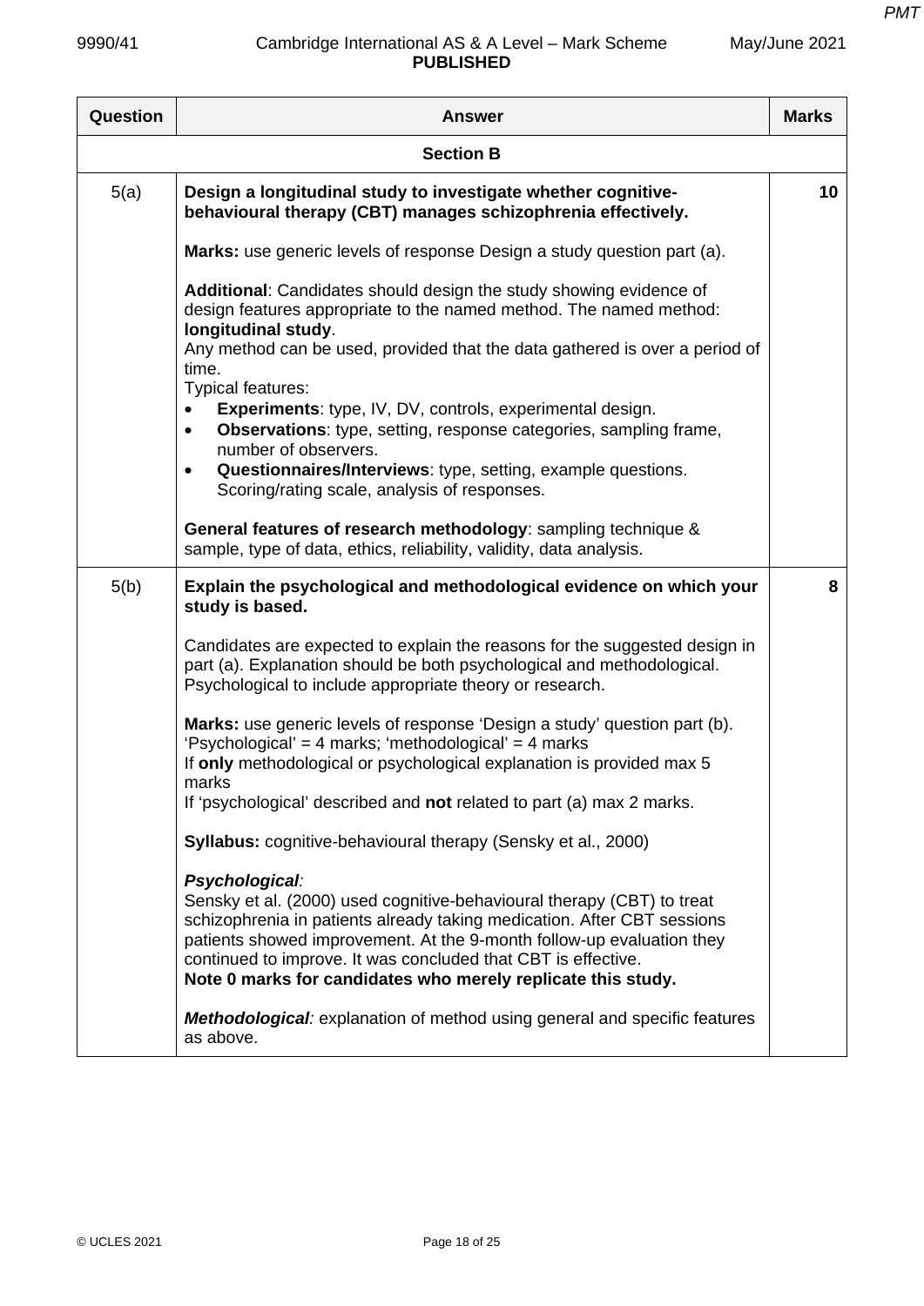| Question | Answer | Marks |
|---|---|---|
| | **Section B** | |
| 5(a) | **Design a longitudinal study to investigate whether cognitive-behavioural therapy (CBT) manages schizophrenia effectively.**<br><br>**Marks:** use generic levels of response Design a study question part (a).<br><br>**Additional**: Candidates should design the study showing evidence of design features appropriate to the named method. The named method: **longitudinal study**.<br>Any method can be used, provided that the data gathered is over a period of time.<br>Typical features:<br>• **Experiments**: type, IV, DV, controls, experimental design.<br>• **Observations**: type, setting, response categories, sampling frame, number of observers.<br>• **Questionnaires/Interviews**: type, setting, example questions. Scoring/rating scale, analysis of responses.<br><br>**General features of research methodology**: sampling technique & sample, type of data, ethics, reliability, validity, data analysis. | 10 |
| 5(b) | **Explain the psychological and methodological evidence on which your study is based.**<br><br>Candidates are expected to explain the reasons for the suggested design in part (a). Explanation should be both psychological and methodological. Psychological to include appropriate theory or research.<br><br>**Marks:** use generic levels of response 'Design a study' question part (b).<br>'Psychological' = 4 marks; 'methodological' = 4 marks<br>If **only** methodological or psychological explanation is provided max 5 marks<br>If 'psychological' described and **not** related to part (a) max 2 marks.<br><br>**Syllabus:** cognitive-behavioural therapy (Sensky et al., 2000)<br><br>***Psychological:***<br>Sensky et al. (2000) used cognitive-behavioural therapy (CBT) to treat schizophrenia in patients already taking medication. After CBT sessions patients showed improvement. At the 9-month follow-up evaluation they continued to improve. It was concluded that CBT is effective.<br>**Note 0 marks for candidates who merely replicate this study.**<br><br>***Methodological:*** explanation of method using general and specific features as above. | 8 |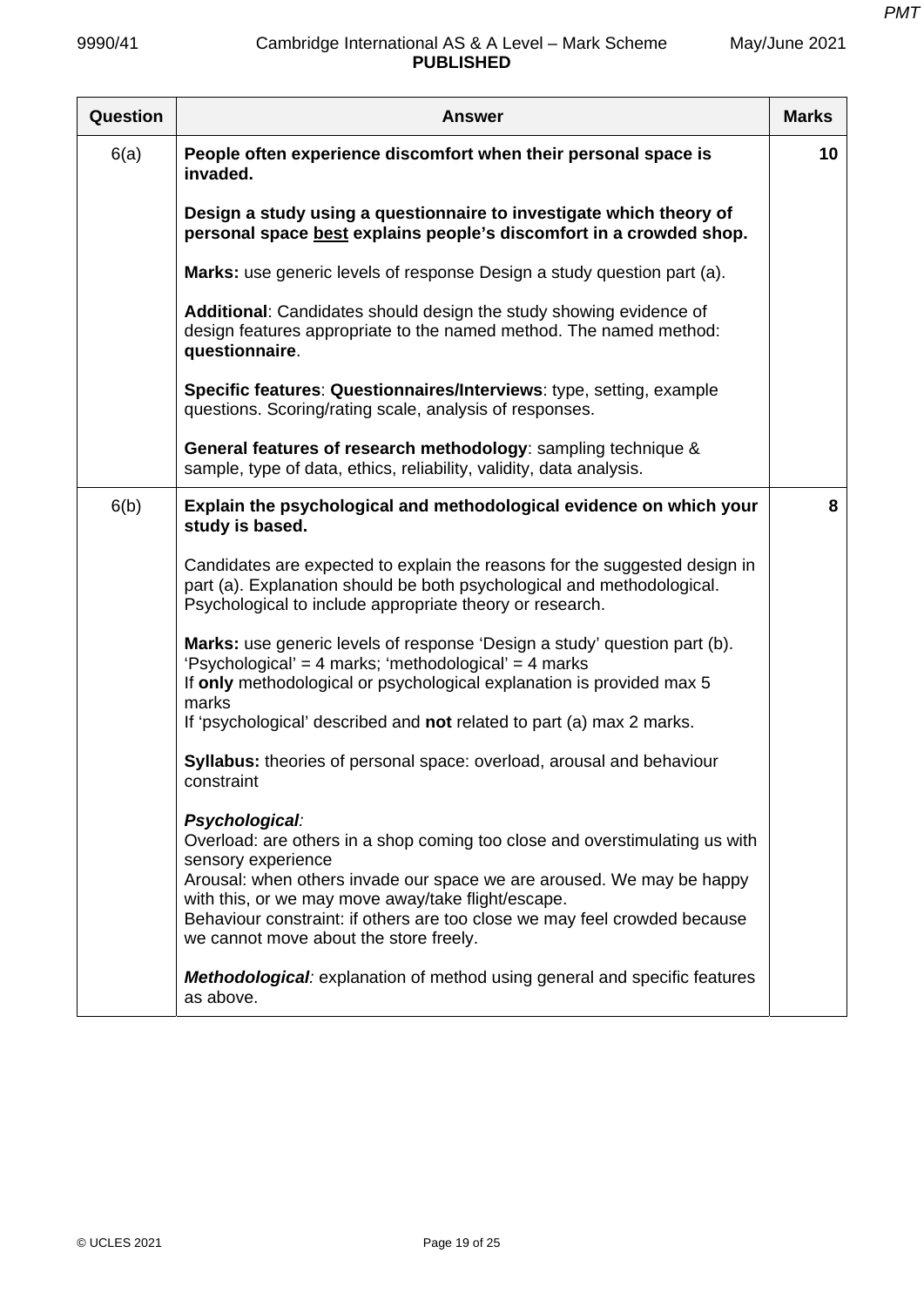| Question | Answer | Marks |
|---|---|---|
| 6(a) | **People often experience discomfort when their personal space is invaded.**<br><br>**Design a study using a questionnaire to investigate which theory of personal space best explains people's discomfort in a crowded shop.**<br><br>**Marks:** use generic levels of response Design a study question part (a).<br><br>**Additional**: Candidates should design the study showing evidence of design features appropriate to the named method. The named method: **questionnaire**.<br><br>**Specific features**: **Questionnaires/Interviews**: type, setting, example questions. Scoring/rating scale, analysis of responses.<br><br>**General features of research methodology**: sampling technique & sample, type of data, ethics, reliability, validity, data analysis. | 10 |
| 6(b) | **Explain the psychological and methodological evidence on which your study is based.**<br><br>Candidates are expected to explain the reasons for the suggested design in part (a). Explanation should be both psychological and methodological. Psychological to include appropriate theory or research.<br><br>**Marks:** use generic levels of response 'Design a study' question part (b).<br>'Psychological' = 4 marks; 'methodological' = 4 marks<br>If **only** methodological or psychological explanation is provided max 5 marks<br>If 'psychological' described and **not** related to part (a) max 2 marks.<br><br>**Syllabus:** theories of personal space: overload, arousal and behaviour constraint<br><br>***Psychological**:*<br>Overload: are others in a shop coming too close and overstimulating us with sensory experience<br>Arousal: when others invade our space we are aroused. We may be happy with this, or we may move away/take flight/escape.<br>Behaviour constraint: if others are too close we may feel crowded because we cannot move about the store freely.<br><br>***Methodological**:* explanation of method using general and specific features as above. | 8 |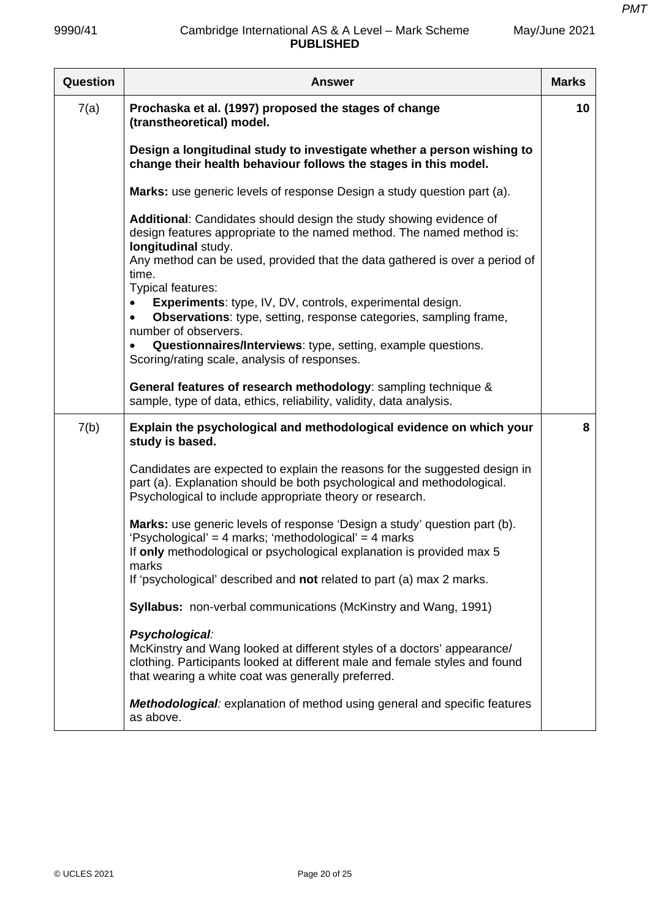| Question | Answer | Marks |
|---|---|---|
| 7(a) | **Prochaska et al. (1997) proposed the stages of change (transtheoretical) model.**<br><br>**Design a longitudinal study to investigate whether a person wishing to change their health behaviour follows the stages in this model.**<br><br>**Marks:** use generic levels of response Design a study question part (a).<br><br>**Additional**: Candidates should design the study showing evidence of design features appropriate to the named method. The named method is: **longitudinal** study.<br>Any method can be used, provided that the data gathered is over a period of time.<br>Typical features:<br>• **Experiments**: type, IV, DV, controls, experimental design.<br>• **Observations**: type, setting, response categories, sampling frame, number of observers.<br>• **Questionnaires/Interviews**: type, setting, example questions. Scoring/rating scale, analysis of responses.<br><br>**General features of research methodology**: sampling technique & sample, type of data, ethics, reliability, validity, data analysis. | 10 |
| 7(b) | **Explain the psychological and methodological evidence on which your study is based.**<br><br>Candidates are expected to explain the reasons for the suggested design in part (a). Explanation should be both psychological and methodological. Psychological to include appropriate theory or research.<br><br>**Marks:** use generic levels of response 'Design a study' question part (b).<br>'Psychological' = 4 marks; 'methodological' = 4 marks<br>If **only** methodological or psychological explanation is provided max 5 marks<br>If 'psychological' described and **not** related to part (a) max 2 marks.<br><br>**Syllabus:** non-verbal communications (McKinstry and Wang, 1991)<br><br>***Psychological**:*<br>McKinstry and Wang looked at different styles of a doctors' appearance/ clothing. Participants looked at different male and female styles and found that wearing a white coat was generally preferred.<br><br>***Methodological**:* explanation of method using general and specific features as above. | 8 |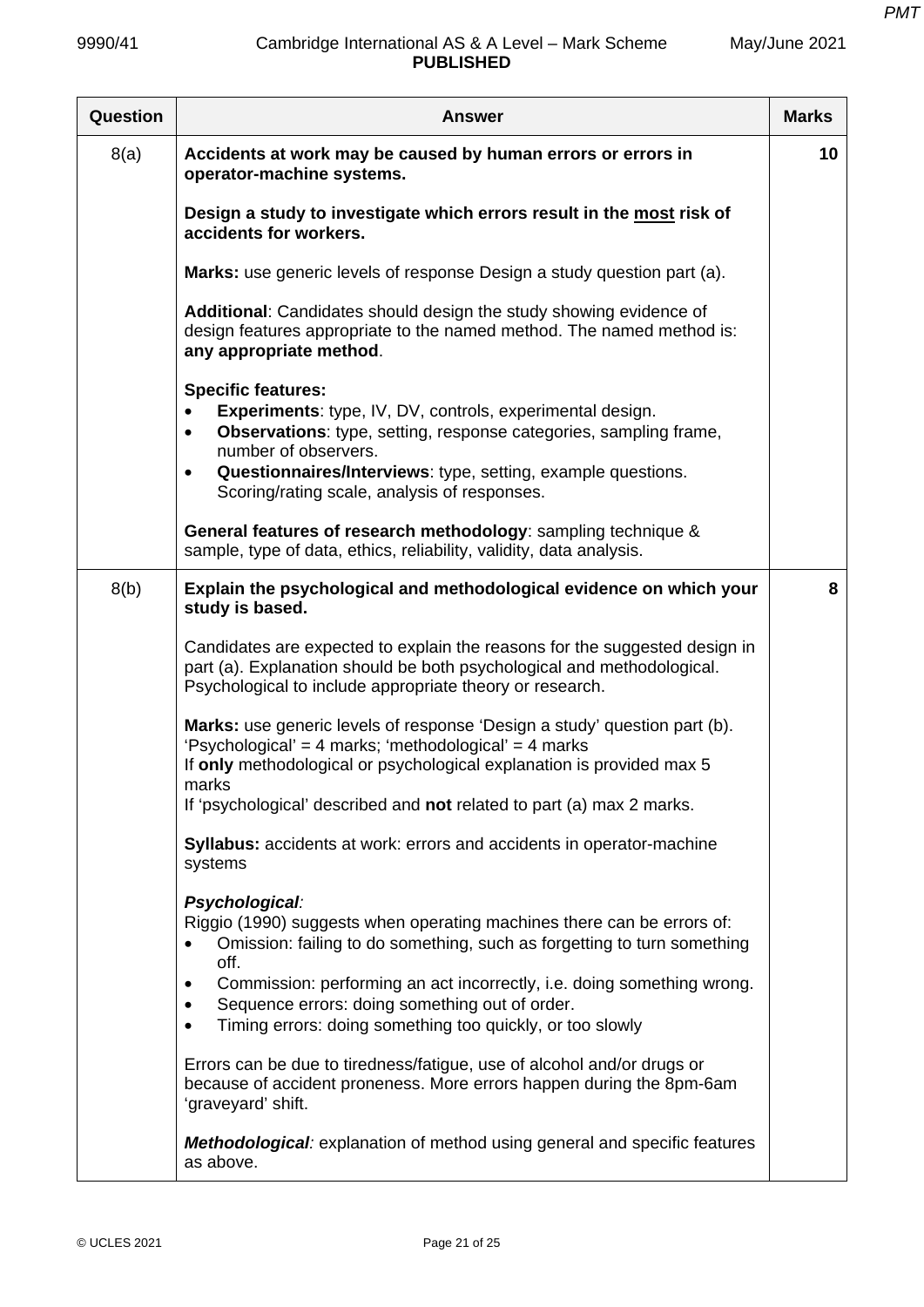| Question | Answer | Marks |
|---|---|---|
| 8(a) | **Accidents at work may be caused by human errors or errors in operator-machine systems.**<br><br>**Design a study to investigate which errors result in the <u>most</u> risk of accidents for workers.**<br><br>**Marks:** use generic levels of response Design a study question part (a).<br><br>**Additional**: Candidates should design the study showing evidence of design features appropriate to the named method. The named method is: **any appropriate method**.<br><br>**Specific features:**<br>• **Experiments**: type, IV, DV, controls, experimental design.<br>• **Observations**: type, setting, response categories, sampling frame, number of observers.<br>• **Questionnaires/Interviews**: type, setting, example questions. Scoring/rating scale, analysis of responses.<br><br>**General features of research methodology**: sampling technique & sample, type of data, ethics, reliability, validity, data analysis. | 10 |
| 8(b) | **Explain the psychological and methodological evidence on which your study is based.**<br><br>Candidates are expected to explain the reasons for the suggested design in part (a). Explanation should be both psychological and methodological. Psychological to include appropriate theory or research.<br><br>**Marks:** use generic levels of response 'Design a study' question part (b). 'Psychological' = 4 marks; 'methodological' = 4 marks<br>If **only** methodological or psychological explanation is provided max 5 marks<br>If 'psychological' described and **not** related to part (a) max 2 marks.<br><br>**Syllabus:** accidents at work: errors and accidents in operator-machine systems<br><br>***Psychological**:*<br>Riggio (1990) suggests when operating machines there can be errors of:<br>• Omission: failing to do something, such as forgetting to turn something off.<br>• Commission: performing an act incorrectly, i.e. doing something wrong.<br>• Sequence errors: doing something out of order.<br>• Timing errors: doing something too quickly, or too slowly<br><br>Errors can be due to tiredness/fatigue, use of alcohol and/or drugs or because of accident proneness. More errors happen during the 8pm-6am 'graveyard' shift.<br><br>***Methodological**:* explanation of method using general and specific features as above. | 8 |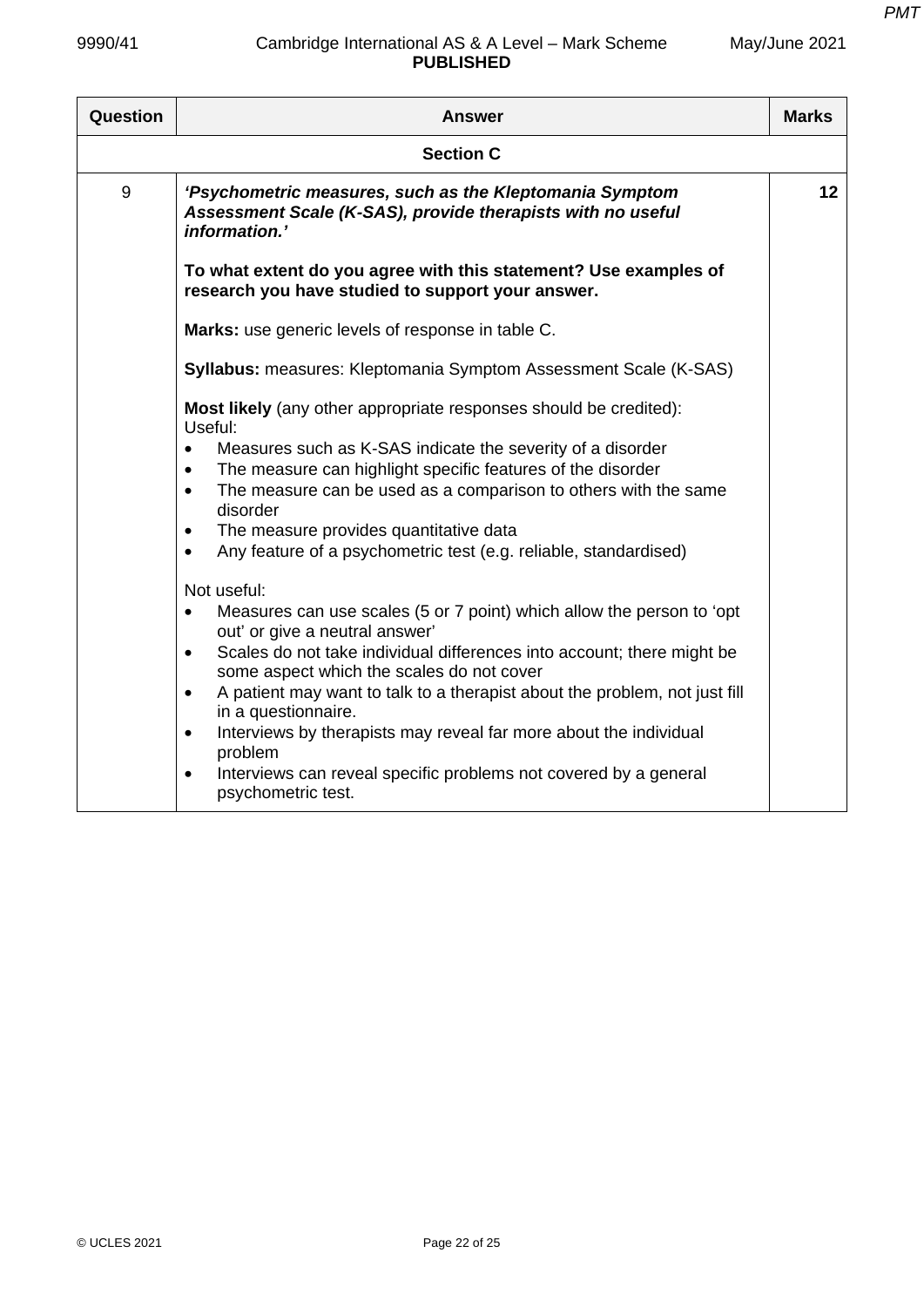| Question | Answer | Marks |
|---|---|---|
| | **Section C** | |
| 9 | ***'Psychometric measures, such as the Kleptomania Symptom Assessment Scale (K-SAS), provide therapists with no useful information.'***<br><br>**To what extent do you agree with this statement? Use examples of research you have studied to support your answer.**<br><br>**Marks:** use generic levels of response in table C.<br><br>**Syllabus:** measures: Kleptomania Symptom Assessment Scale (K-SAS)<br><br>**Most likely** (any other appropriate responses should be credited):<br>Useful:<br>• Measures such as K-SAS indicate the severity of a disorder<br>• The measure can highlight specific features of the disorder<br>• The measure can be used as a comparison to others with the same disorder<br>• The measure provides quantitative data<br>• Any feature of a psychometric test (e.g. reliable, standardised)<br><br>Not useful:<br>• Measures can use scales (5 or 7 point) which allow the person to 'opt out' or give a neutral answer'<br>• Scales do not take individual differences into account; there might be some aspect which the scales do not cover<br>• A patient may want to talk to a therapist about the problem, not just fill in a questionnaire.<br>• Interviews by therapists may reveal far more about the individual problem<br>• Interviews can reveal specific problems not covered by a general psychometric test. | 12 |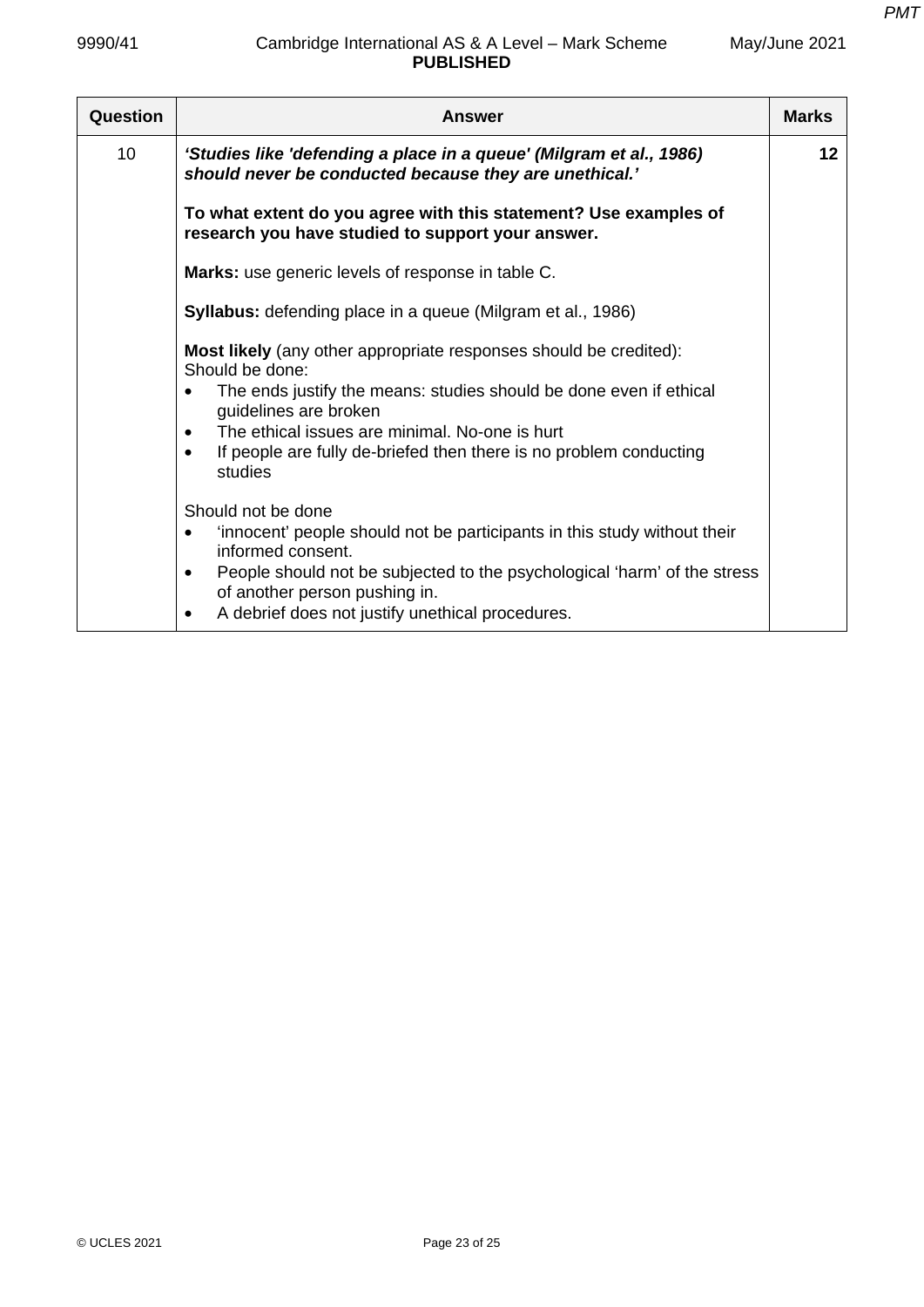| Question | Answer | Marks |
|---|---|---|
| 10 | ***'Studies like 'defending a place in a queue' (Milgram et al., 1986) should never be conducted because they are unethical.'***<br><br>**To what extent do you agree with this statement? Use examples of research you have studied to support your answer.**<br><br>**Marks:** use generic levels of response in table C.<br><br>**Syllabus:** defending place in a queue (Milgram et al., 1986)<br><br>**Most likely** (any other appropriate responses should be credited):<br>Should be done:<br>• The ends justify the means: studies should be done even if ethical guidelines are broken<br>• The ethical issues are minimal. No-one is hurt<br>• If people are fully de-briefed then there is no problem conducting studies<br><br>Should not be done<br>• 'innocent' people should not be participants in this study without their informed consent.<br>• People should not be subjected to the psychological 'harm' of the stress of another person pushing in.<br>• A debrief does not justify unethical procedures. | **12** |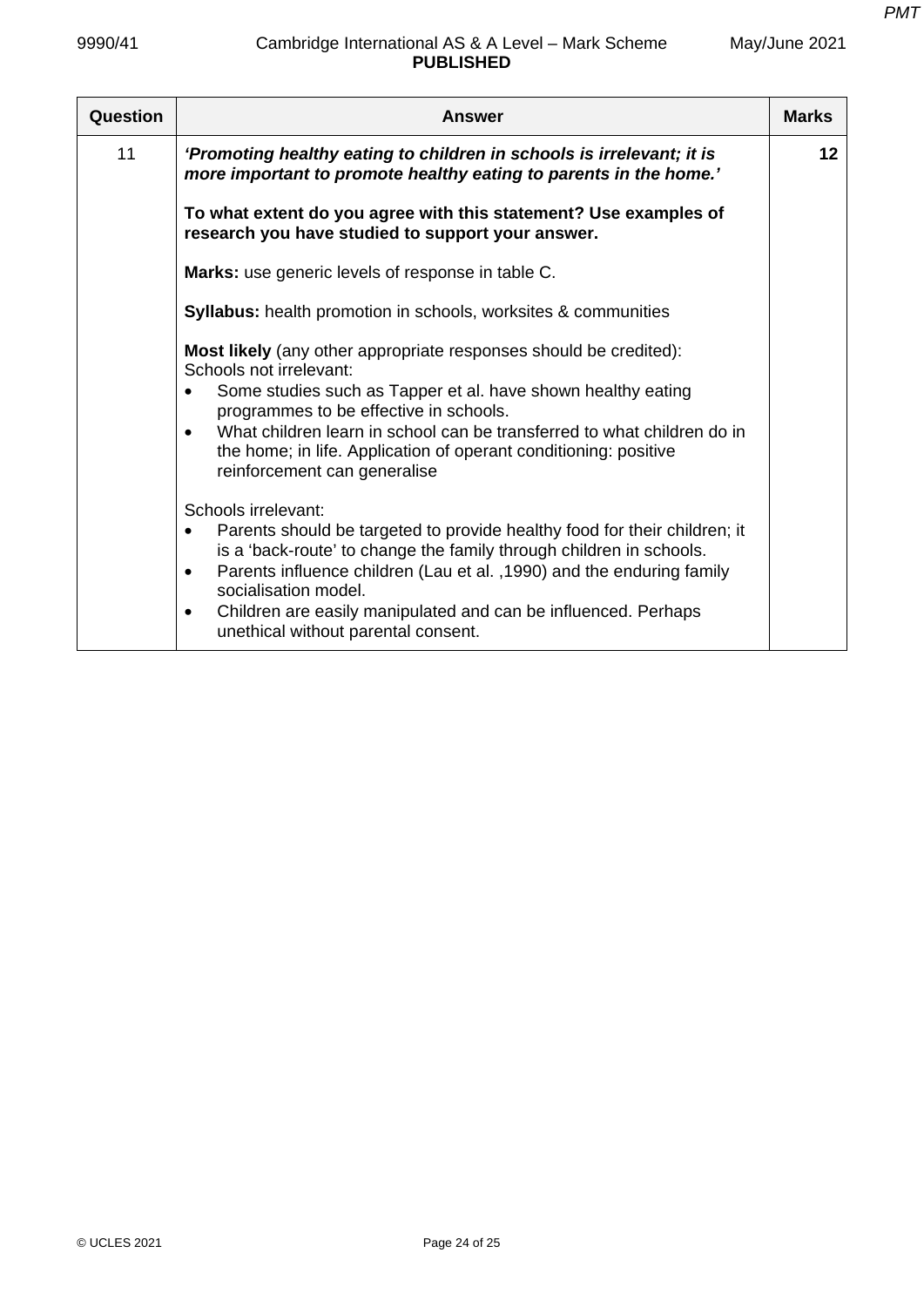| Question | Answer | Marks |
|---|---|---|
| 11 | ***'Promoting healthy eating to children in schools is irrelevant; it is more important to promote healthy eating to parents in the home.'***<br><br>**To what extent do you agree with this statement? Use examples of research you have studied to support your answer.**<br><br>**Marks:** use generic levels of response in table C.<br><br>**Syllabus:** health promotion in schools, worksites & communities<br><br>**Most likely** (any other appropriate responses should be credited):<br>Schools not irrelevant:<br>• Some studies such as Tapper et al. have shown healthy eating programmes to be effective in schools.<br>• What children learn in school can be transferred to what children do in the home; in life. Application of operant conditioning: positive reinforcement can generalise<br><br>Schools irrelevant:<br>• Parents should be targeted to provide healthy food for their children; it is a 'back-route' to change the family through children in schools.<br>• Parents influence children (Lau et al. ,1990) and the enduring family socialisation model.<br>• Children are easily manipulated and can be influenced. Perhaps unethical without parental consent. | 12 |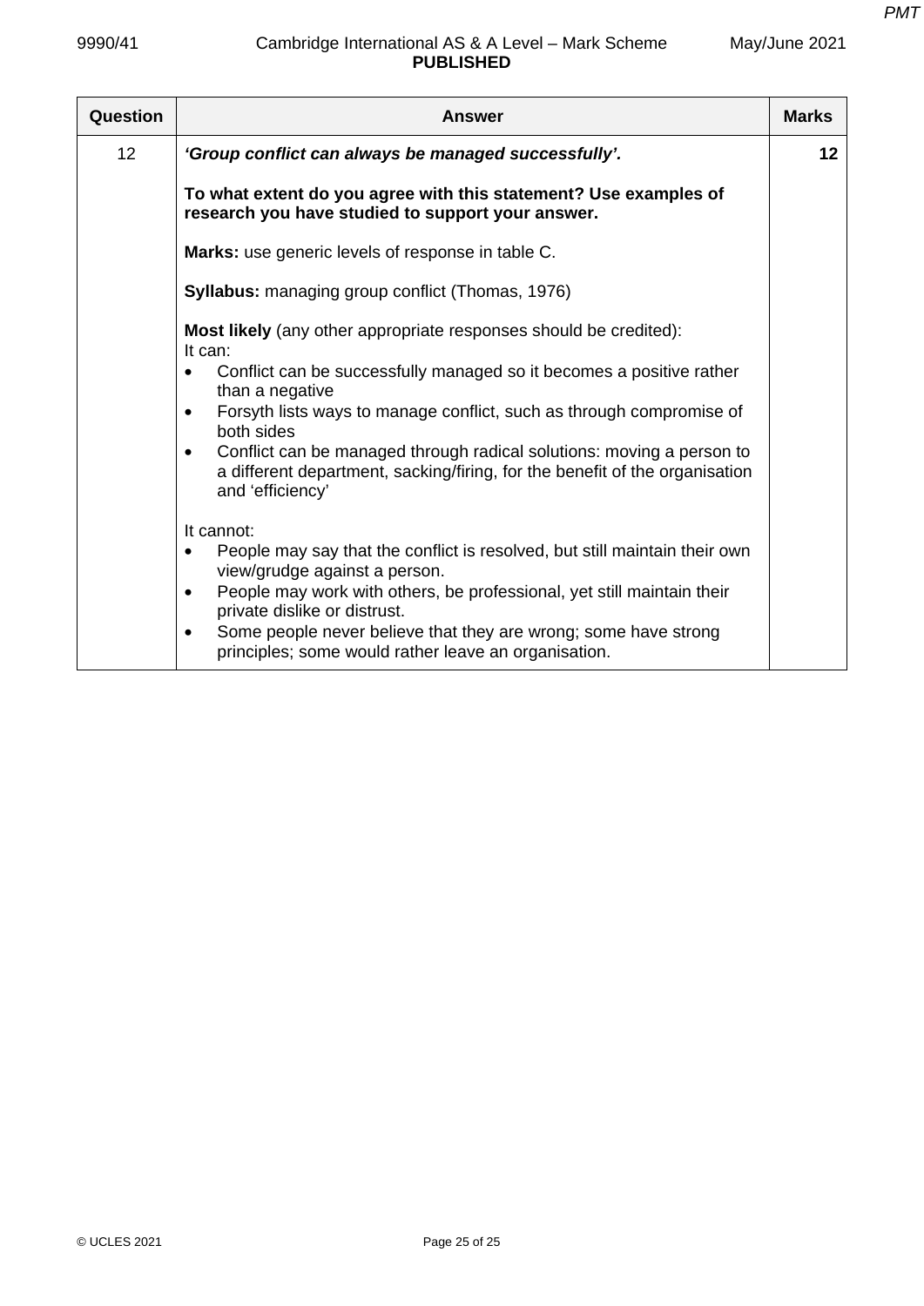| Question | Answer | Marks |
|---|---|---|
| 12 | ***'Group conflict can always be managed successfully'.***<br><br>**To what extent do you agree with this statement? Use examples of research you have studied to support your answer.**<br><br>**Marks:** use generic levels of response in table C.<br><br>**Syllabus:** managing group conflict (Thomas, 1976)<br><br>**Most likely** (any other appropriate responses should be credited):<br>It can:<br>• Conflict can be successfully managed so it becomes a positive rather than a negative<br>• Forsyth lists ways to manage conflict, such as through compromise of both sides<br>• Conflict can be managed through radical solutions: moving a person to a different department, sacking/firing, for the benefit of the organisation and 'efficiency'<br><br>It cannot:<br>• People may say that the conflict is resolved, but still maintain their own view/grudge against a person.<br>• People may work with others, be professional, yet still maintain their private dislike or distrust.<br>• Some people never believe that they are wrong; some have strong principles; some would rather leave an organisation. | 12 |